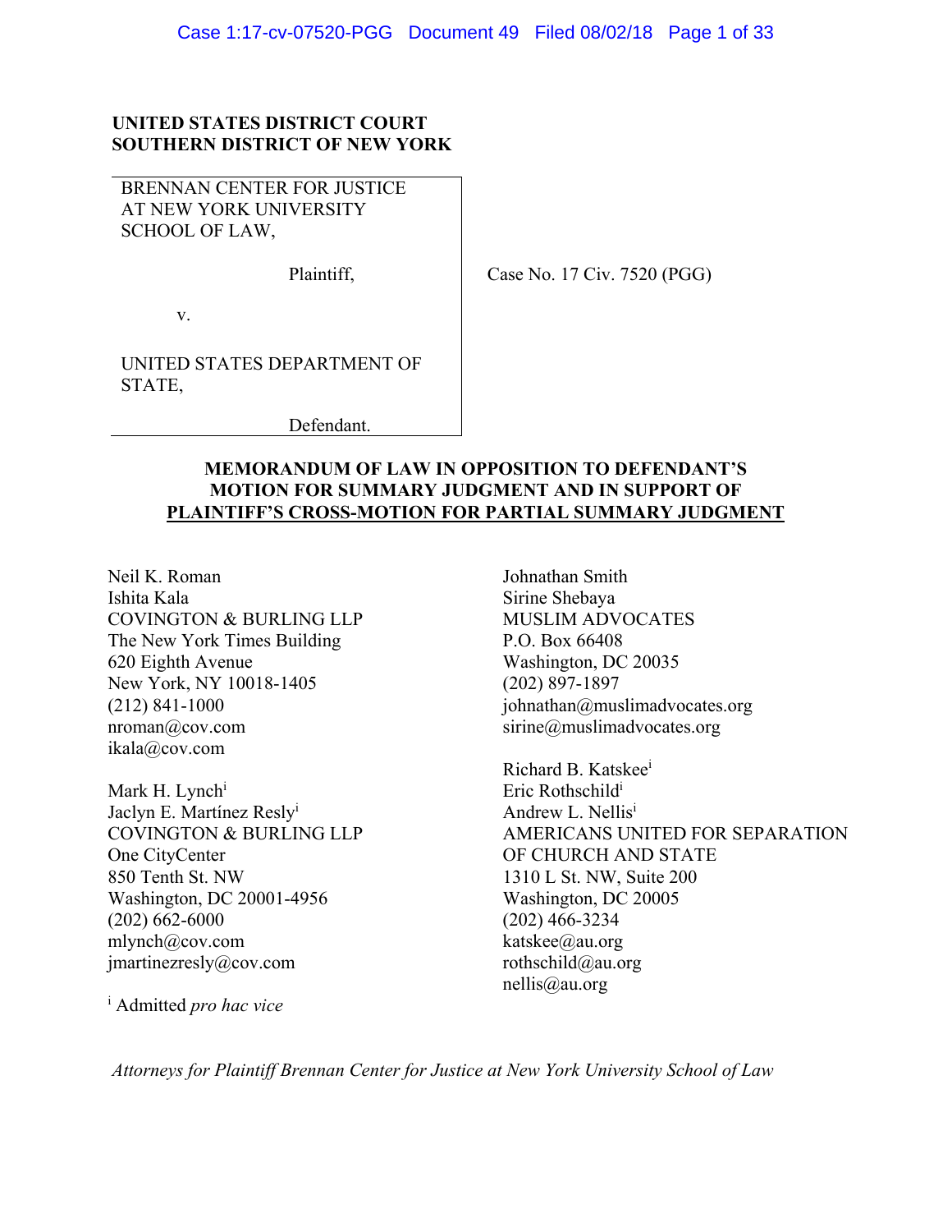**UNITED STATES DISTRICT COURT**
**SOUTHERN DISTRICT OF NEW YORK**

BRENNAN CENTER FOR JUSTICE AT NEW YORK UNIVERSITY SCHOOL OF LAW,

Plaintiff,

v.

UNITED STATES DEPARTMENT OF STATE,

Defendant.

Case No. 17 Civ. 7520 (PGG)

**MEMORANDUM OF LAW IN OPPOSITION TO DEFENDANT'S MOTION FOR SUMMARY JUDGMENT AND IN SUPPORT OF PLAINTIFF'S CROSS-MOTION FOR PARTIAL SUMMARY JUDGMENT**

Neil K. Roman
Ishita Kala
COVINGTON & BURLING LLP
The New York Times Building
620 Eighth Avenue
New York, NY 10018-1405
(212) 841-1000
nroman@cov.com
ikala@cov.com

Mark H. Lynch[i]
Jaclyn E. Martínez Resly[i]
COVINGTON & BURLING LLP
One CityCenter
850 Tenth St. NW
Washington, DC 20001-4956
(202) 662-6000
mlynch@cov.com
jmartinezresly@cov.com

Johnathan Smith
Sirine Shebaya
MUSLIM ADVOCATES
P.O. Box 66408
Washington, DC 20035
(202) 897-1897
johnathan@muslimadvocates.org
sirine@muslimadvocates.org

Richard B. Katskee[i]
Eric Rothschild[i]
Andrew L. Nellis[i]
AMERICANS UNITED FOR SEPARATION OF CHURCH AND STATE
1310 L St. NW, Suite 200
Washington, DC 20005
(202) 466-3234
katskee@au.org
rothschild@au.org
nellis@au.org

[i] Admitted *pro hac vice*

*Attorneys for Plaintiff Brennan Center for Justice at New York University School of Law*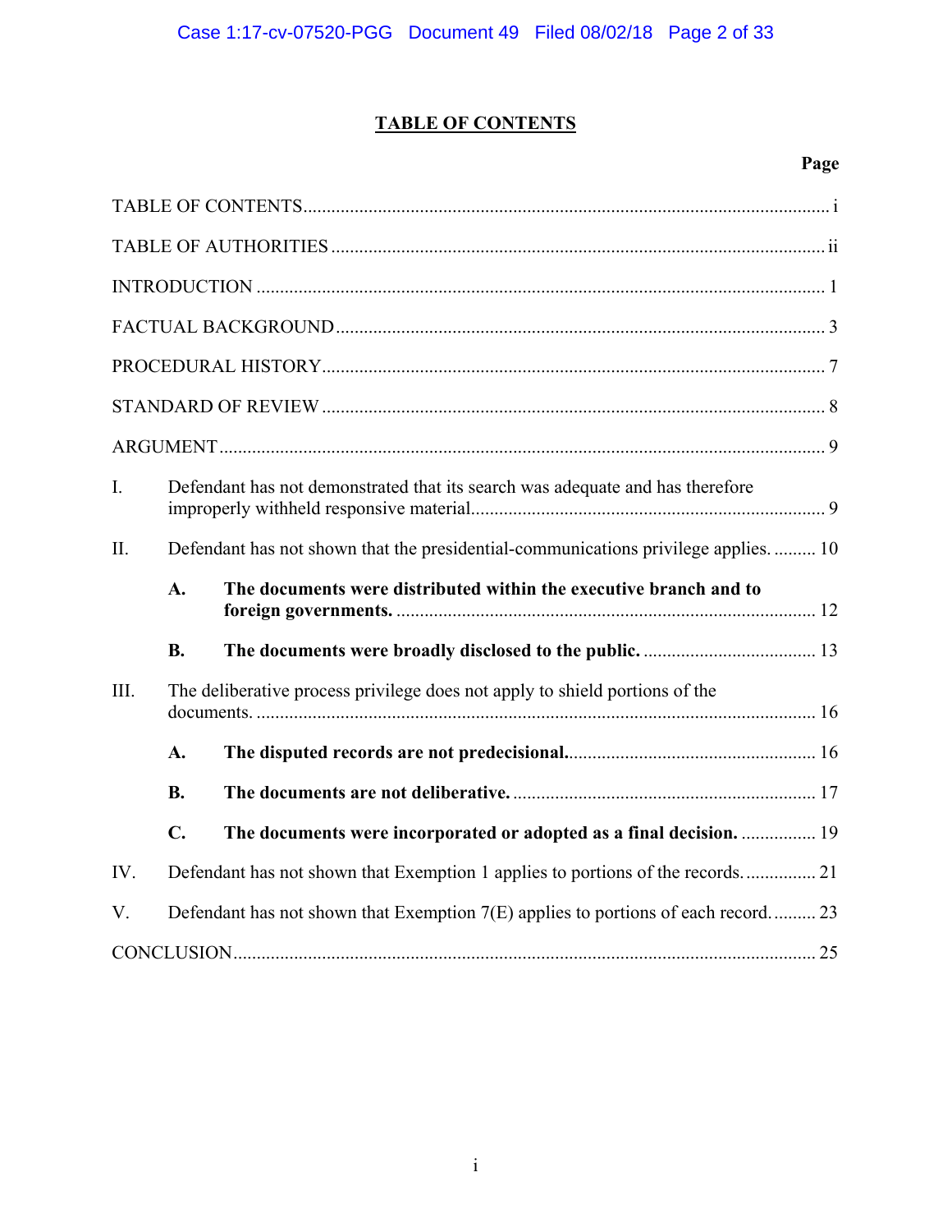# TABLE OF CONTENTS

| | Page |
|---|---|
| TABLE OF CONTENTS | i |
| TABLE OF AUTHORITIES | ii |
| INTRODUCTION | 1 |
| FACTUAL BACKGROUND | 3 |
| PROCEDURAL HISTORY | 7 |
| STANDARD OF REVIEW | 8 |
| ARGUMENT | 9 |
| I. Defendant has not demonstrated that its search was adequate and has therefore improperly withheld responsive material | 9 |
| II. Defendant has not shown that the presidential-communications privilege applies. | 10 |
| **A. The documents were distributed within the executive branch and to foreign governments.** | 12 |
| **B. The documents were broadly disclosed to the public.** | 13 |
| III. The deliberative process privilege does not apply to shield portions of the documents. | 16 |
| **A. The disputed records are not predecisional.** | 16 |
| **B. The documents are not deliberative.** | 17 |
| **C. The documents were incorporated or adopted as a final decision.** | 19 |
| IV. Defendant has not shown that Exemption 1 applies to portions of the records. | 21 |
| V. Defendant has not shown that Exemption 7(E) applies to portions of each record. | 23 |
| CONCLUSION | 25 |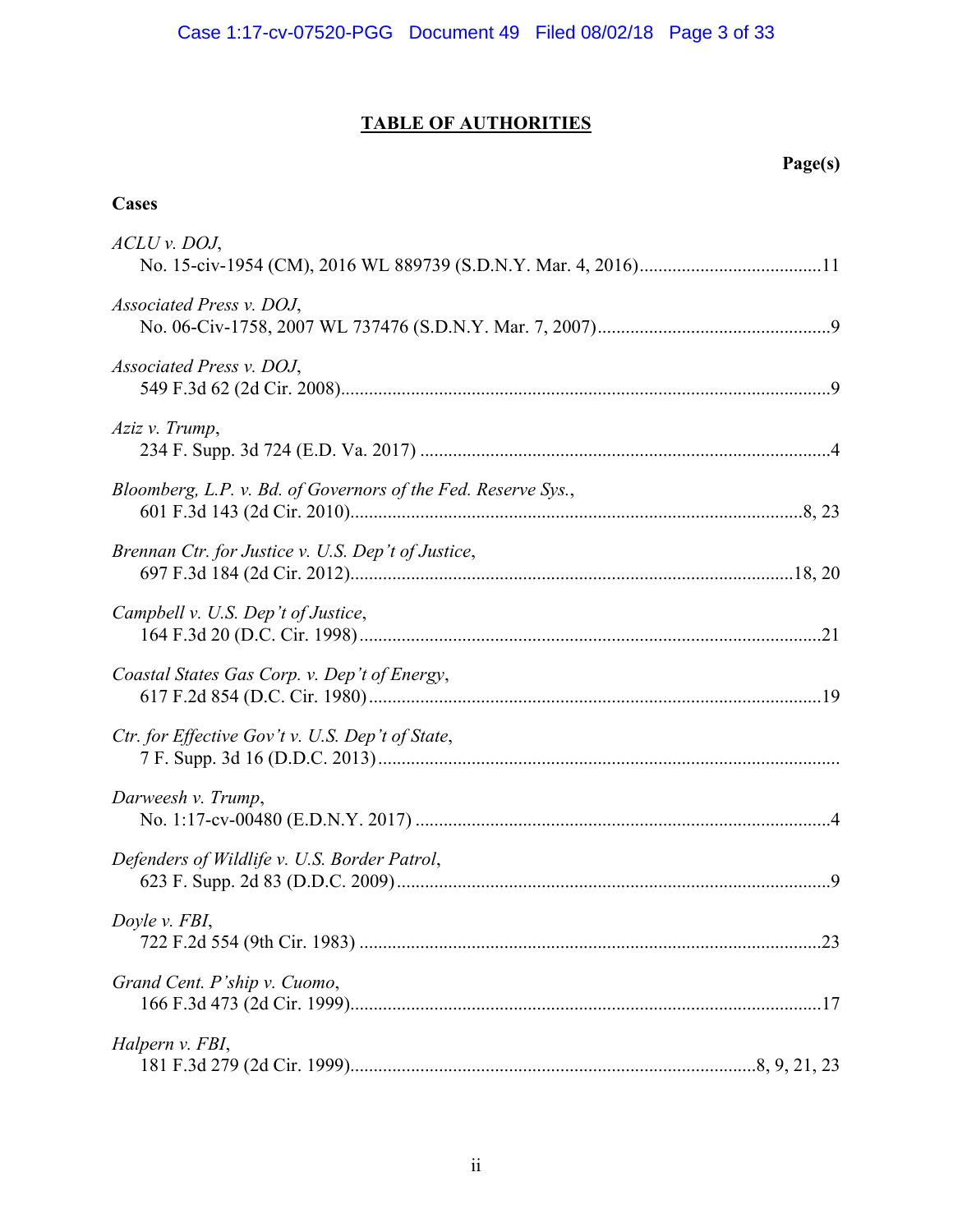## TABLE OF AUTHORITIES

**Page(s)**

### Cases

*ACLU v. DOJ*,
No. 15-civ-1954 (CM), 2016 WL 889739 (S.D.N.Y. Mar. 4, 2016)........................................11

*Associated Press v. DOJ*,
No. 06-Civ-1758, 2007 WL 737476 (S.D.N.Y. Mar. 7, 2007)..................................................9

*Associated Press v. DOJ*,
549 F.3d 62 (2d Cir. 2008)........................................................................................................9

*Aziz v. Trump*,
234 F. Supp. 3d 724 (E.D. Va. 2017) ........................................................................................4

*Bloomberg, L.P. v. Bd. of Governors of the Fed. Reserve Sys.*,
601 F.3d 143 (2d Cir. 2010)................................................................................................8, 23

*Brennan Ctr. for Justice v. U.S. Dep't of Justice*,
697 F.3d 184 (2d Cir. 2012)..............................................................................................18, 20

*Campbell v. U.S. Dep't of Justice*,
164 F.3d 20 (D.C. Cir. 1998)..................................................................................................21

*Coastal States Gas Corp. v. Dep't of Energy*,
617 F.2d 854 (D.C. Cir. 1980).................................................................................................19

*Ctr. for Effective Gov't v. U.S. Dep't of State*,
7 F. Supp. 3d 16 (D.D.C. 2013)..................................................................................................

*Darweesh v. Trump*,
No. 1:17-cv-00480 (E.D.N.Y. 2017) .........................................................................................4

*Defenders of Wildlife v. U.S. Border Patrol*,
623 F. Supp. 2d 83 (D.D.C. 2009).............................................................................................9

*Doyle v. FBI*,
722 F.2d 554 (9th Cir. 1983) ...................................................................................................23

*Grand Cent. P'ship v. Cuomo*,
166 F.3d 473 (2d Cir. 1999)....................................................................................................17

*Halpern v. FBI*,
181 F.3d 279 (2d Cir. 1999)......................................................................................8, 9, 21, 23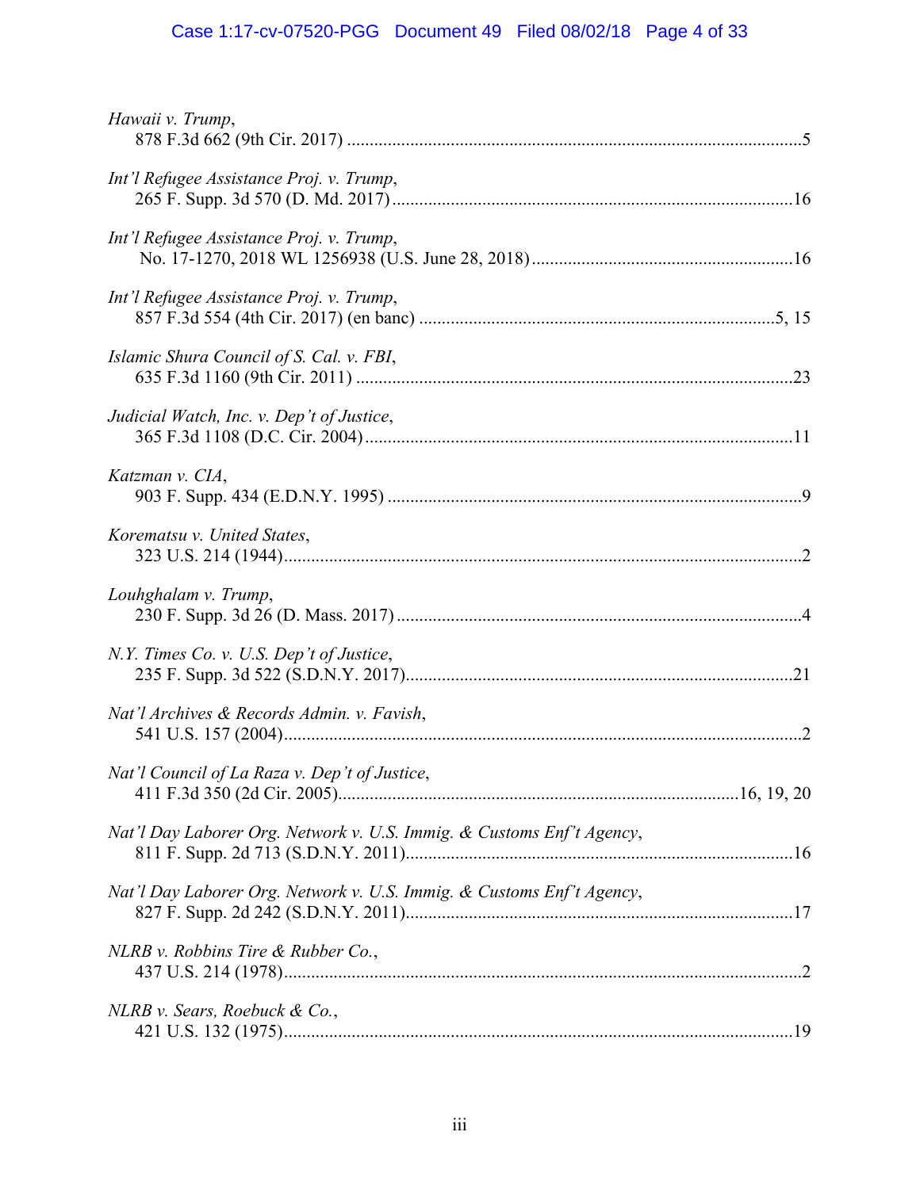*Hawaii v. Trump*,
878 F.3d 662 (9th Cir. 2017) .......................................................................................................5

*Int'l Refugee Assistance Proj. v. Trump*,
265 F. Supp. 3d 570 (D. Md. 2017) .........................................................................................16

*Int'l Refugee Assistance Proj. v. Trump*,
No. 17-1270, 2018 WL 1256938 (U.S. June 28, 2018) ..........................................................16

*Int'l Refugee Assistance Proj. v. Trump*,
857 F.3d 554 (4th Cir. 2017) (en banc) ...............................................................................5, 15

*Islamic Shura Council of S. Cal. v. FBI*,
635 F.3d 1160 (9th Cir. 2011) .................................................................................................23

*Judicial Watch, Inc. v. Dep't of Justice*,
365 F.3d 1108 (D.C. Cir. 2004) ...............................................................................................11

*Katzman v. CIA*,
903 F. Supp. 434 (E.D.N.Y. 1995) ............................................................................................9

*Korematsu v. United States*,
323 U.S. 214 (1944) ...................................................................................................................2

*Louhghalam v. Trump*,
230 F. Supp. 3d 26 (D. Mass. 2017) ..........................................................................................4

*N.Y. Times Co. v. U.S. Dep't of Justice*,
235 F. Supp. 3d 522 (S.D.N.Y. 2017) .....................................................................................21

*Nat'l Archives & Records Admin. v. Favish*,
541 U.S. 157 (2004) ...................................................................................................................2

*Nat'l Council of La Raza v. Dep't of Justice*,
411 F.3d 350 (2d Cir. 2005) .........................................................................................16, 19, 20

*Nat'l Day Laborer Org. Network v. U.S. Immig. & Customs Enf't Agency*,
811 F. Supp. 2d 713 (S.D.N.Y. 2011) .....................................................................................16

*Nat'l Day Laborer Org. Network v. U.S. Immig. & Customs Enf't Agency*,
827 F. Supp. 2d 242 (S.D.N.Y. 2011) .....................................................................................17

*NLRB v. Robbins Tire & Rubber Co.*,
437 U.S. 214 (1978) ...................................................................................................................2

*NLRB v. Sears, Roebuck & Co.*,
421 U.S. 132 (1975) .................................................................................................................19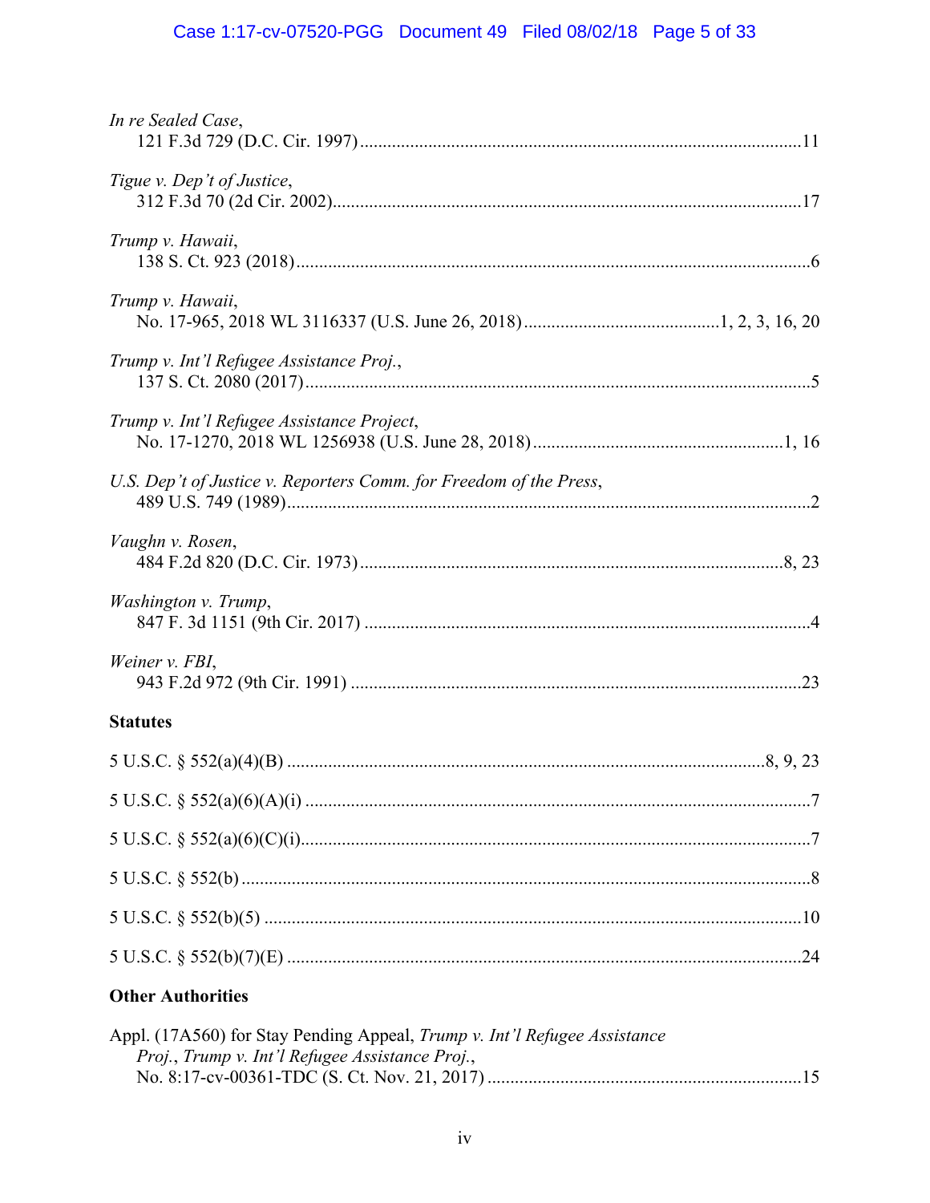*In re Sealed Case*,
121 F.3d 729 (D.C. Cir. 1997)....................................................................................................11

*Tigue v. Dep't of Justice*,
312 F.3d 70 (2d Cir. 2002).........................................................................................................17

*Trump v. Hawaii*,
138 S. Ct. 923 (2018)...................................................................................................................6

*Trump v. Hawaii*,
No. 17-965, 2018 WL 3116337 (U.S. June 26, 2018)............................................1, 2, 3, 16, 20

*Trump v. Int'l Refugee Assistance Proj.*,
137 S. Ct. 2080 (2017).................................................................................................................5

*Trump v. Int'l Refugee Assistance Project*,
No. 17-1270, 2018 WL 1256938 (U.S. June 28, 2018)........................................................1, 16

*U.S. Dep't of Justice v. Reporters Comm. for Freedom of the Press*,
489 U.S. 749 (1989).....................................................................................................................2

*Vaughn v. Rosen*,
484 F.2d 820 (D.C. Cir. 1973)................................................................................................8, 23

*Washington v. Trump*,
847 F. 3d 1151 (9th Cir. 2017) ....................................................................................................4

*Weiner v. FBI*,
943 F.2d 972 (9th Cir. 1991) .....................................................................................................23

**Statutes**

5 U.S.C. § 552(a)(4)(B) .........................................................................................................8, 9, 23

5 U.S.C. § 552(a)(6)(A)(i) ..............................................................................................................7

5 U.S.C. § 552(a)(6)(C)(i)...............................................................................................................7

5 U.S.C. § 552(b) ............................................................................................................................8

5 U.S.C. § 552(b)(5) .....................................................................................................................10

5 U.S.C. § 552(b)(7)(E) ................................................................................................................24

**Other Authorities**

Appl. (17A560) for Stay Pending Appeal, *Trump v. Int'l Refugee Assistance Proj.*, *Trump v. Int'l Refugee Assistance Proj.*,
No. 8:17-cv-00361-TDC (S. Ct. Nov. 21, 2017) .....................................................................15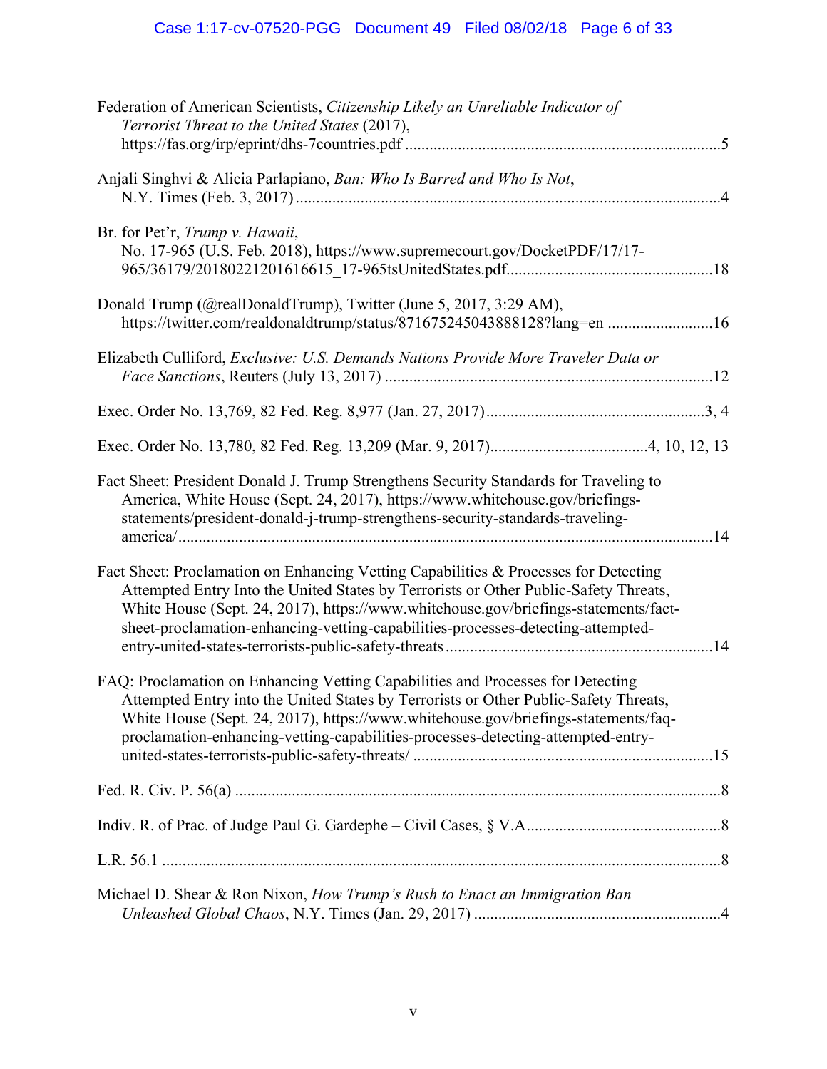Federation of American Scientists, *Citizenship Likely an Unreliable Indicator of Terrorist Threat to the United States* (2017), https://fas.org/irp/eprint/dhs-7countries.pdf ............................................................................5

Anjali Singhvi & Alicia Parlapiano, *Ban: Who Is Barred and Who Is Not*, N.Y. Times (Feb. 3, 2017) ........................................................................................................4

Br. for Pet'r, *Trump v. Hawaii*, No. 17-965 (U.S. Feb. 2018), https://www.supremecourt.gov/DocketPDF/17/17-965/36179/20180221201616615_17-965tsUnitedStates.pdf..................................................18

Donald Trump (@realDonaldTrump), Twitter (June 5, 2017, 3:29 AM), https://twitter.com/realdonaldtrump/status/871675245043888128?lang=en ..........................16

Elizabeth Culliford, *Exclusive: U.S. Demands Nations Provide More Traveler Data or Face Sanctions*, Reuters (July 13, 2017) ................................................................................12

Exec. Order No. 13,769, 82 Fed. Reg. 8,977 (Jan. 27, 2017).....................................................3, 4

Exec. Order No. 13,780, 82 Fed. Reg. 13,209 (Mar. 9, 2017)......................................4, 10, 12, 13

Fact Sheet: President Donald J. Trump Strengthens Security Standards for Traveling to America, White House (Sept. 24, 2017), https://www.whitehouse.gov/briefings-statements/president-donald-j-trump-strengthens-security-standards-traveling-america/...................................................................................................................14

Fact Sheet: Proclamation on Enhancing Vetting Capabilities & Processes for Detecting Attempted Entry Into the United States by Terrorists or Other Public-Safety Threats, White House (Sept. 24, 2017), https://www.whitehouse.gov/briefings-statements/fact-sheet-proclamation-enhancing-vetting-capabilities-processes-detecting-attempted-entry-united-states-terrorists-public-safety-threats.................................................................14

FAQ: Proclamation on Enhancing Vetting Capabilities and Processes for Detecting Attempted Entry into the United States by Terrorists or Other Public-Safety Threats, White House (Sept. 24, 2017), https://www.whitehouse.gov/briefings-statements/faq-proclamation-enhancing-vetting-capabilities-processes-detecting-attempted-entry-united-states-terrorists-public-safety-threats/ .........................................................................15

Fed. R. Civ. P. 56(a) .......................................................................................................................8

Indiv. R. of Prac. of Judge Paul G. Gardephe – Civil Cases, § V.A................................................8

L.R. 56.1 .........................................................................................................................................8

Michael D. Shear & Ron Nixon, *How Trump's Rush to Enact an Immigration Ban Unleashed Global Chaos*, N.Y. Times (Jan. 29, 2017) .............................................................4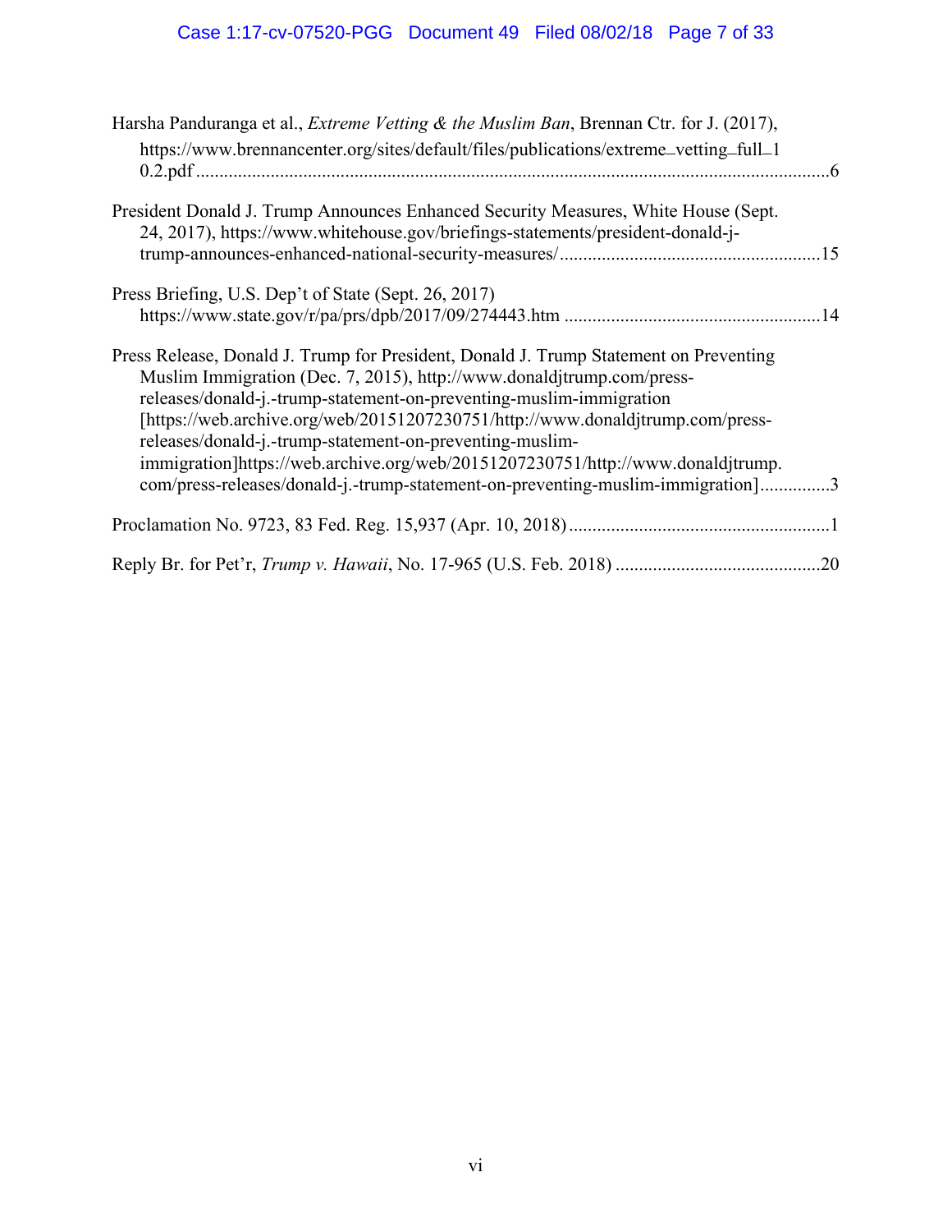Harsha Panduranga et al., *Extreme Vetting & the Muslim Ban*, Brennan Ctr. for J. (2017), https://www.brennancenter.org/sites/default/files/publications/extreme_vetting_full_10.2.pdf ........................................................................................................................................6

President Donald J. Trump Announces Enhanced Security Measures, White House (Sept. 24, 2017), https://www.whitehouse.gov/briefings-statements/president-donald-j-trump-announces-enhanced-national-security-measures/ .......................................................15

Press Briefing, U.S. Dep't of State (Sept. 26, 2017) https://www.state.gov/r/pa/prs/dpb/2017/09/274443.htm ......................................................14

Press Release, Donald J. Trump for President, Donald J. Trump Statement on Preventing Muslim Immigration (Dec. 7, 2015), http://www.donaldjtrump.com/press-releases/donald-j.-trump-statement-on-preventing-muslim-immigration [https://web.archive.org/web/20151207230751/http://www.donaldjtrump.com/press-releases/donald-j.-trump-statement-on-preventing-muslim-immigration]https://web.archive.org/web/20151207230751/http://www.donaldjtrump.com/press-releases/donald-j.-trump-statement-on-preventing-muslim-immigration] ...............3

Proclamation No. 9723, 83 Fed. Reg. 15,937 (Apr. 10, 2018) ........................................................1

Reply Br. for Pet'r, *Trump v. Hawaii*, No. 17-965 (U.S. Feb. 2018) ............................................20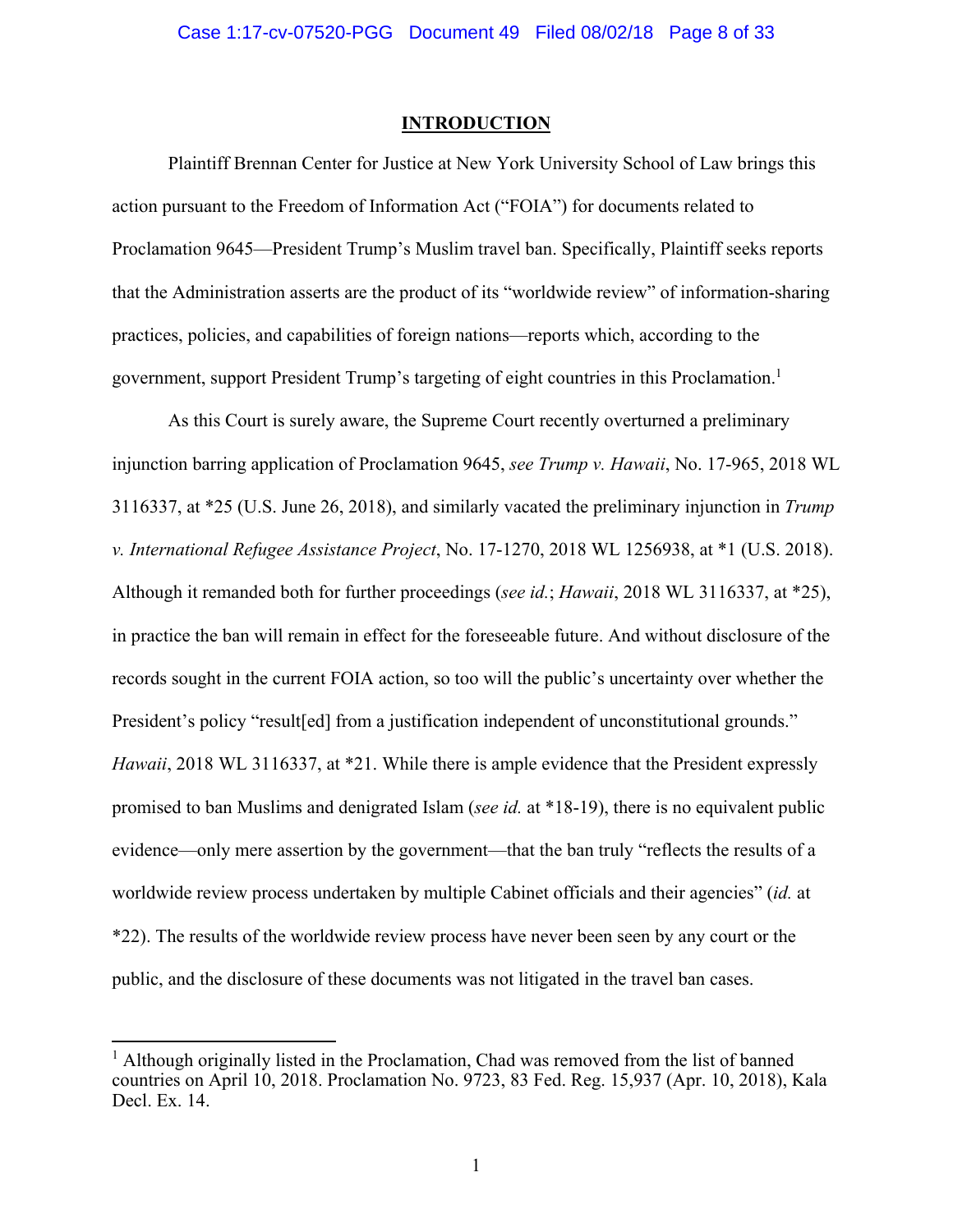# INTRODUCTION

Plaintiff Brennan Center for Justice at New York University School of Law brings this action pursuant to the Freedom of Information Act ("FOIA") for documents related to Proclamation 9645—President Trump's Muslim travel ban. Specifically, Plaintiff seeks reports that the Administration asserts are the product of its "worldwide review" of information-sharing practices, policies, and capabilities of foreign nations—reports which, according to the government, support President Trump's targeting of eight countries in this Proclamation.[1]

As this Court is surely aware, the Supreme Court recently overturned a preliminary injunction barring application of Proclamation 9645, *see Trump v. Hawaii*, No. 17-965, 2018 WL 3116337, at *25 (U.S. June 26, 2018), and similarly vacated the preliminary injunction in *Trump v. International Refugee Assistance Project*, No. 17-1270, 2018 WL 1256938, at *1 (U.S. 2018). Although it remanded both for further proceedings (*see id.*; *Hawaii*, 2018 WL 3116337, at *25), in practice the ban will remain in effect for the foreseeable future. And without disclosure of the records sought in the current FOIA action, so too will the public's uncertainty over whether the President's policy "result[ed] from a justification independent of unconstitutional grounds." *Hawaii*, 2018 WL 3116337, at *21. While there is ample evidence that the President expressly promised to ban Muslims and denigrated Islam (*see id.* at *18-19), there is no equivalent public evidence—only mere assertion by the government—that the ban truly "reflects the results of a worldwide review process undertaken by multiple Cabinet officials and their agencies" (*id.* at *22). The results of the worldwide review process have never been seen by any court or the public, and the disclosure of these documents was not litigated in the travel ban cases.

[1] Although originally listed in the Proclamation, Chad was removed from the list of banned countries on April 10, 2018. Proclamation No. 9723, 83 Fed. Reg. 15,937 (Apr. 10, 2018), Kala Decl. Ex. 14.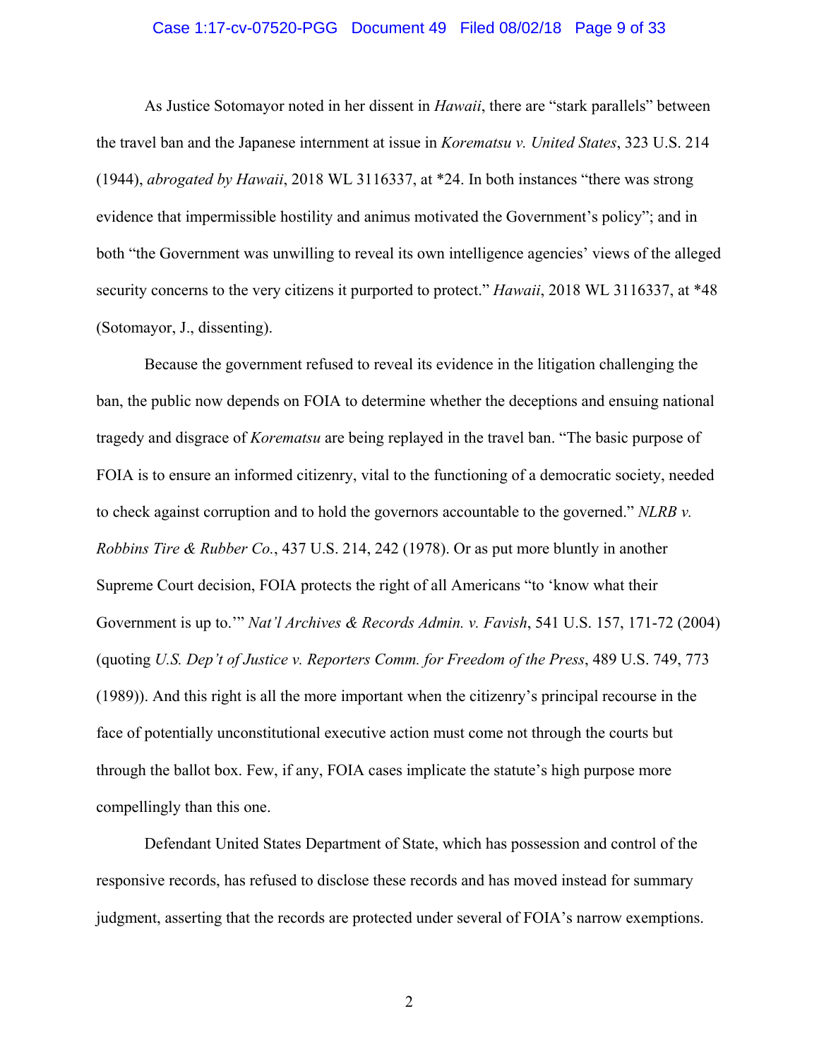As Justice Sotomayor noted in her dissent in *Hawaii*, there are "stark parallels" between the travel ban and the Japanese internment at issue in *Korematsu v. United States*, 323 U.S. 214 (1944), *abrogated by Hawaii*, 2018 WL 3116337, at *24. In both instances "there was strong evidence that impermissible hostility and animus motivated the Government's policy"; and in both "the Government was unwilling to reveal its own intelligence agencies' views of the alleged security concerns to the very citizens it purported to protect." *Hawaii*, 2018 WL 3116337, at *48 (Sotomayor, J., dissenting).

Because the government refused to reveal its evidence in the litigation challenging the ban, the public now depends on FOIA to determine whether the deceptions and ensuing national tragedy and disgrace of *Korematsu* are being replayed in the travel ban. "The basic purpose of FOIA is to ensure an informed citizenry, vital to the functioning of a democratic society, needed to check against corruption and to hold the governors accountable to the governed." *NLRB v. Robbins Tire & Rubber Co.*, 437 U.S. 214, 242 (1978). Or as put more bluntly in another Supreme Court decision, FOIA protects the right of all Americans "to 'know what their Government is up to.'" *Nat'l Archives & Records Admin. v. Favish*, 541 U.S. 157, 171-72 (2004) (quoting *U.S. Dep't of Justice v. Reporters Comm. for Freedom of the Press*, 489 U.S. 749, 773 (1989)). And this right is all the more important when the citizenry's principal recourse in the face of potentially unconstitutional executive action must come not through the courts but through the ballot box. Few, if any, FOIA cases implicate the statute's high purpose more compellingly than this one.

Defendant United States Department of State, which has possession and control of the responsive records, has refused to disclose these records and has moved instead for summary judgment, asserting that the records are protected under several of FOIA's narrow exemptions.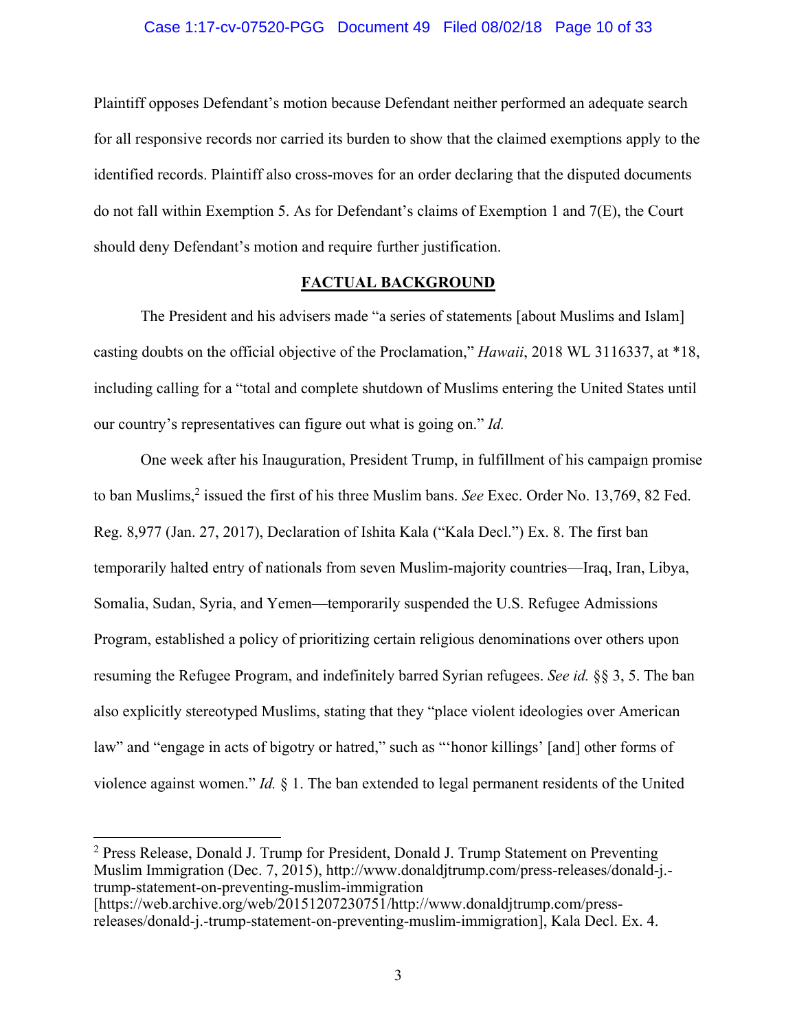Plaintiff opposes Defendant's motion because Defendant neither performed an adequate search for all responsive records nor carried its burden to show that the claimed exemptions apply to the identified records. Plaintiff also cross-moves for an order declaring that the disputed documents do not fall within Exemption 5. As for Defendant's claims of Exemption 1 and 7(E), the Court should deny Defendant's motion and require further justification.

## FACTUAL BACKGROUND

The President and his advisers made "a series of statements [about Muslims and Islam] casting doubts on the official objective of the Proclamation," *Hawaii*, 2018 WL 3116337, at *18, including calling for a "total and complete shutdown of Muslims entering the United States until our country's representatives can figure out what is going on." *Id.*

One week after his Inauguration, President Trump, in fulfillment of his campaign promise to ban Muslims,[2] issued the first of his three Muslim bans. *See* Exec. Order No. 13,769, 82 Fed. Reg. 8,977 (Jan. 27, 2017), Declaration of Ishita Kala ("Kala Decl.") Ex. 8. The first ban temporarily halted entry of nationals from seven Muslim-majority countries—Iraq, Iran, Libya, Somalia, Sudan, Syria, and Yemen—temporarily suspended the U.S. Refugee Admissions Program, established a policy of prioritizing certain religious denominations over others upon resuming the Refugee Program, and indefinitely barred Syrian refugees. *See id.* §§ 3, 5. The ban also explicitly stereotyped Muslims, stating that they "place violent ideologies over American law" and "engage in acts of bigotry or hatred," such as "'honor killings' [and] other forms of violence against women." *Id.* § 1. The ban extended to legal permanent residents of the United

---

[2] Press Release, Donald J. Trump for President, Donald J. Trump Statement on Preventing Muslim Immigration (Dec. 7, 2015), http://www.donaldjtrump.com/press-releases/donald-j.-trump-statement-on-preventing-muslim-immigration [https://web.archive.org/web/20151207230751/http://www.donaldjtrump.com/press-releases/donald-j.-trump-statement-on-preventing-muslim-immigration], Kala Decl. Ex. 4.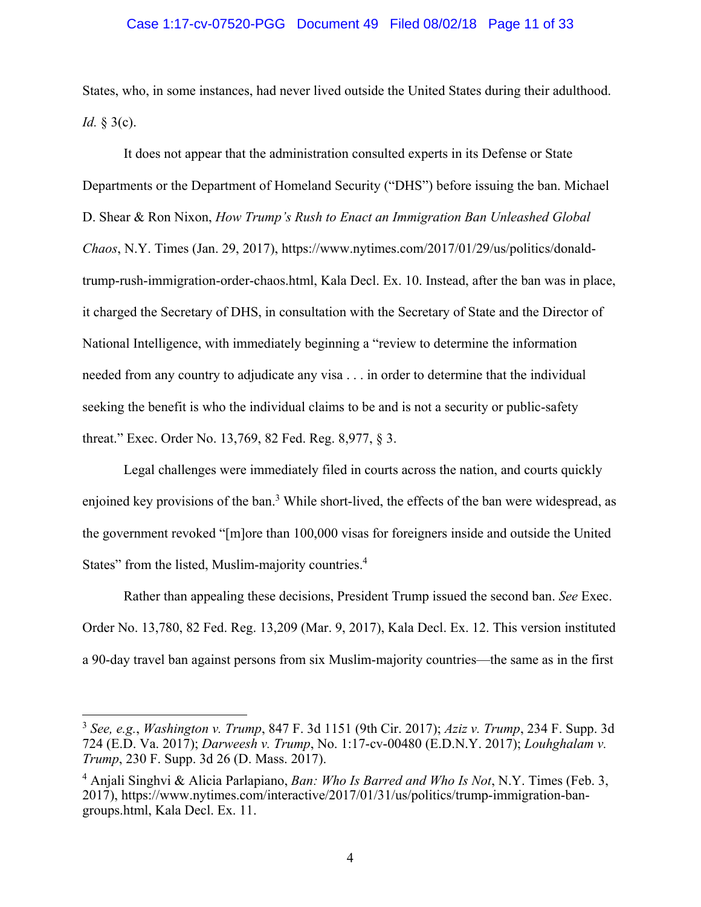States, who, in some instances, had never lived outside the United States during their adulthood. *Id.* § 3(c).

It does not appear that the administration consulted experts in its Defense or State Departments or the Department of Homeland Security ("DHS") before issuing the ban. Michael D. Shear & Ron Nixon, *How Trump's Rush to Enact an Immigration Ban Unleashed Global Chaos*, N.Y. Times (Jan. 29, 2017), https://www.nytimes.com/2017/01/29/us/politics/donald-trump-rush-immigration-order-chaos.html, Kala Decl. Ex. 10. Instead, after the ban was in place, it charged the Secretary of DHS, in consultation with the Secretary of State and the Director of National Intelligence, with immediately beginning a "review to determine the information needed from any country to adjudicate any visa . . . in order to determine that the individual seeking the benefit is who the individual claims to be and is not a security or public-safety threat." Exec. Order No. 13,769, 82 Fed. Reg. 8,977, § 3.

Legal challenges were immediately filed in courts across the nation, and courts quickly enjoined key provisions of the ban.[3] While short-lived, the effects of the ban were widespread, as the government revoked "[m]ore than 100,000 visas for foreigners inside and outside the United States" from the listed, Muslim-majority countries.[4]

Rather than appealing these decisions, President Trump issued the second ban. *See* Exec. Order No. 13,780, 82 Fed. Reg. 13,209 (Mar. 9, 2017), Kala Decl. Ex. 12. This version instituted a 90-day travel ban against persons from six Muslim-majority countries—the same as in the first

---

[3] *See, e.g.*, *Washington v. Trump*, 847 F. 3d 1151 (9th Cir. 2017); *Aziz v. Trump*, 234 F. Supp. 3d 724 (E.D. Va. 2017); *Darweesh v. Trump*, No. 1:17-cv-00480 (E.D.N.Y. 2017); *Louhghalam v. Trump*, 230 F. Supp. 3d 26 (D. Mass. 2017).

[4] Anjali Singhvi & Alicia Parlapiano, *Ban: Who Is Barred and Who Is Not*, N.Y. Times (Feb. 3, 2017), https://www.nytimes.com/interactive/2017/01/31/us/politics/trump-immigration-ban-groups.html, Kala Decl. Ex. 11.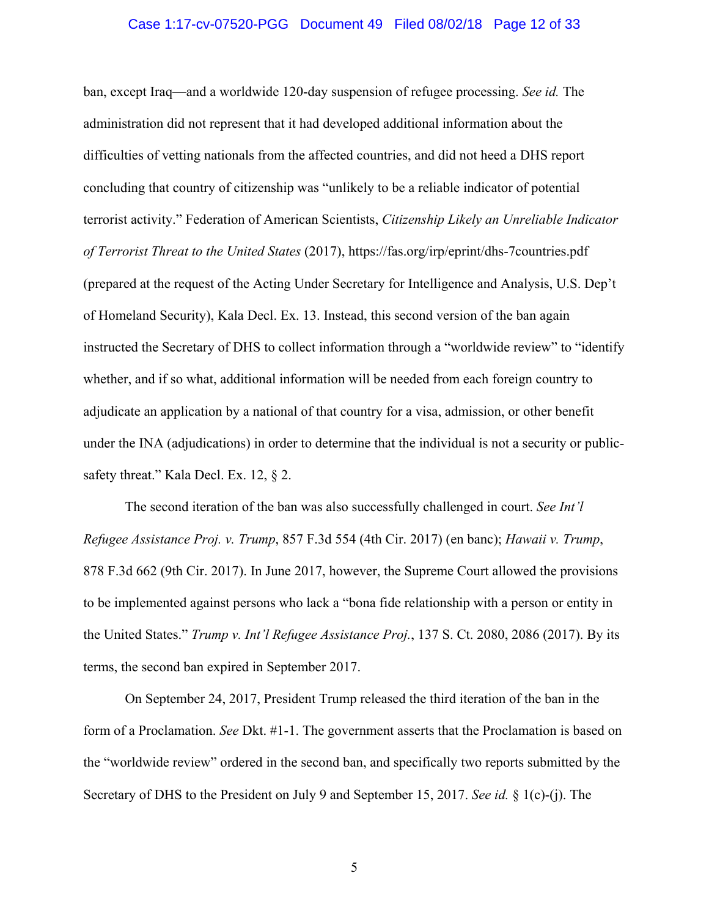ban, except Iraq—and a worldwide 120-day suspension of refugee processing. *See id.* The administration did not represent that it had developed additional information about the difficulties of vetting nationals from the affected countries, and did not heed a DHS report concluding that country of citizenship was "unlikely to be a reliable indicator of potential terrorist activity." Federation of American Scientists, *Citizenship Likely an Unreliable Indicator of Terrorist Threat to the United States* (2017), https://fas.org/irp/eprint/dhs-7countries.pdf (prepared at the request of the Acting Under Secretary for Intelligence and Analysis, U.S. Dep't of Homeland Security), Kala Decl. Ex. 13. Instead, this second version of the ban again instructed the Secretary of DHS to collect information through a "worldwide review" to "identify whether, and if so what, additional information will be needed from each foreign country to adjudicate an application by a national of that country for a visa, admission, or other benefit under the INA (adjudications) in order to determine that the individual is not a security or public-safety threat." Kala Decl. Ex. 12, § 2.

The second iteration of the ban was also successfully challenged in court. *See Int'l Refugee Assistance Proj. v. Trump*, 857 F.3d 554 (4th Cir. 2017) (en banc); *Hawaii v. Trump*, 878 F.3d 662 (9th Cir. 2017). In June 2017, however, the Supreme Court allowed the provisions to be implemented against persons who lack a "bona fide relationship with a person or entity in the United States." *Trump v. Int'l Refugee Assistance Proj.*, 137 S. Ct. 2080, 2086 (2017). By its terms, the second ban expired in September 2017.

On September 24, 2017, President Trump released the third iteration of the ban in the form of a Proclamation. *See* Dkt. #1-1. The government asserts that the Proclamation is based on the "worldwide review" ordered in the second ban, and specifically two reports submitted by the Secretary of DHS to the President on July 9 and September 15, 2017. *See id.* § 1(c)-(j). The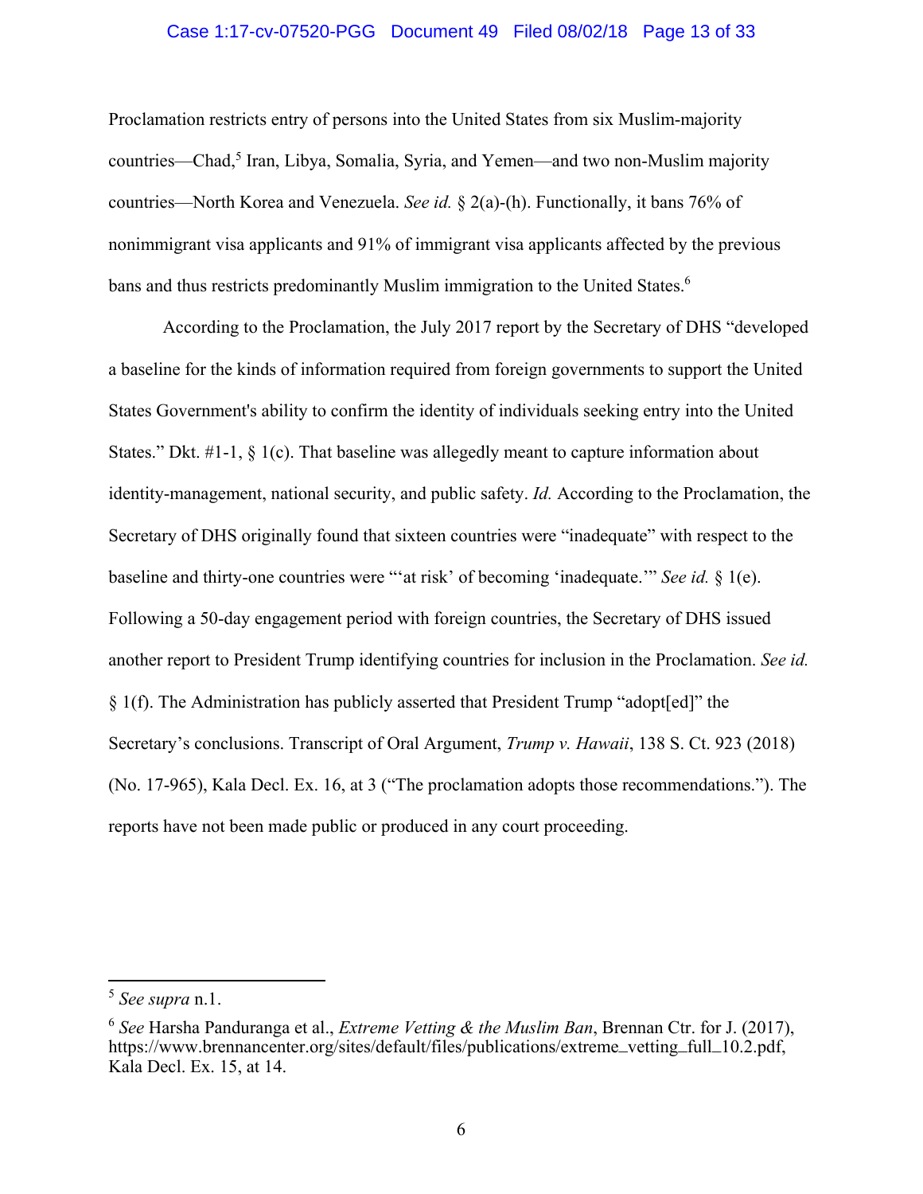Proclamation restricts entry of persons into the United States from six Muslim-majority countries—Chad,[5] Iran, Libya, Somalia, Syria, and Yemen—and two non-Muslim majority countries—North Korea and Venezuela. *See id.* § 2(a)-(h). Functionally, it bans 76% of nonimmigrant visa applicants and 91% of immigrant visa applicants affected by the previous bans and thus restricts predominantly Muslim immigration to the United States.[6]

According to the Proclamation, the July 2017 report by the Secretary of DHS "developed a baseline for the kinds of information required from foreign governments to support the United States Government's ability to confirm the identity of individuals seeking entry into the United States." Dkt. #1-1, § 1(c). That baseline was allegedly meant to capture information about identity-management, national security, and public safety. *Id.* According to the Proclamation, the Secretary of DHS originally found that sixteen countries were "inadequate" with respect to the baseline and thirty-one countries were "'at risk' of becoming 'inadequate.'" *See id.* § 1(e). Following a 50-day engagement period with foreign countries, the Secretary of DHS issued another report to President Trump identifying countries for inclusion in the Proclamation. *See id.* § 1(f). The Administration has publicly asserted that President Trump "adopt[ed]" the Secretary's conclusions. Transcript of Oral Argument, *Trump v. Hawaii*, 138 S. Ct. 923 (2018) (No. 17-965), Kala Decl. Ex. 16, at 3 ("The proclamation adopts those recommendations."). The reports have not been made public or produced in any court proceeding.

---

[5] *See supra* n.1.

[6] *See* Harsha Panduranga et al., *Extreme Vetting & the Muslim Ban*, Brennan Ctr. for J. (2017), https://www.brennancenter.org/sites/default/files/publications/extreme_vetting_full_10.2.pdf, Kala Decl. Ex. 15, at 14.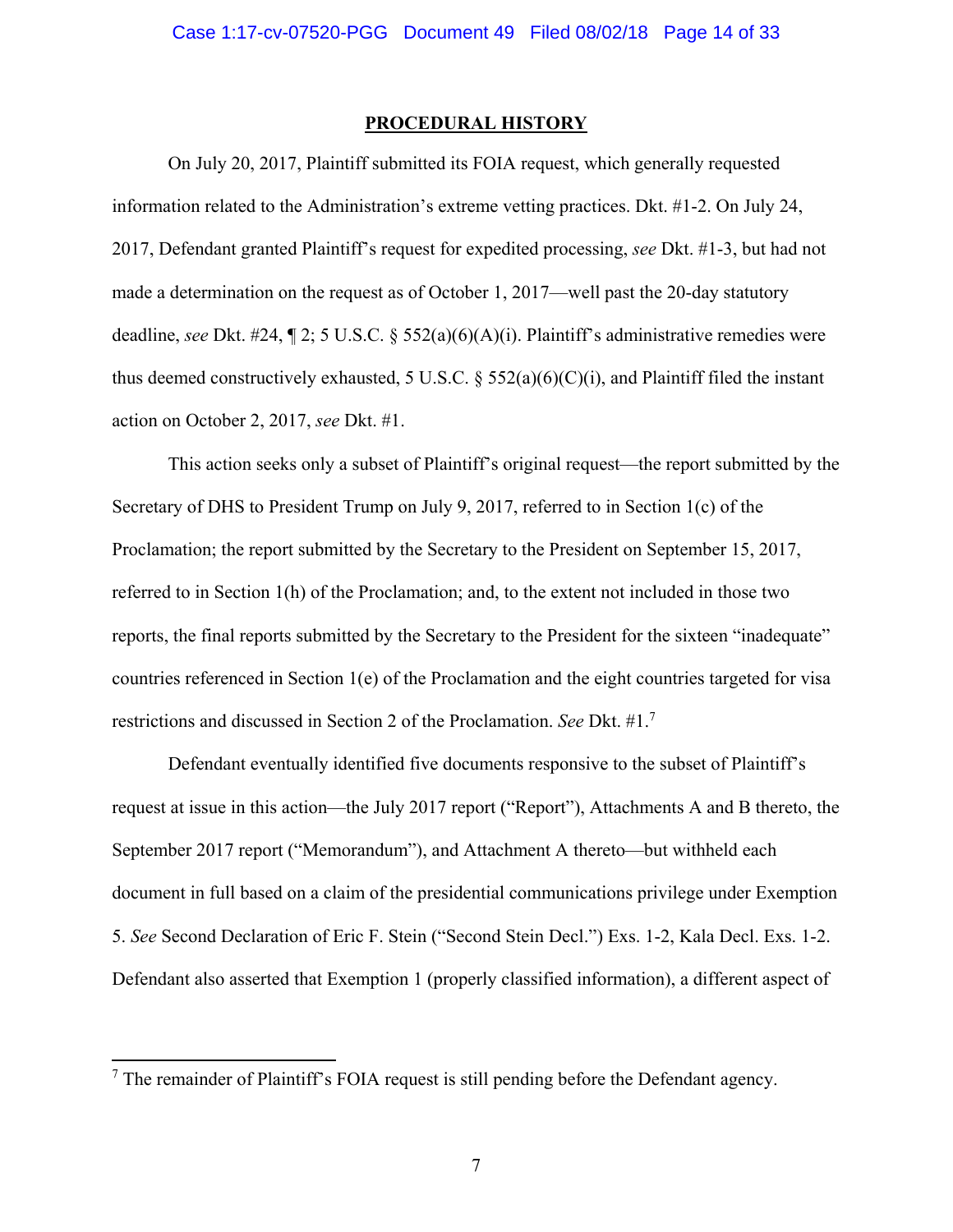## PROCEDURAL HISTORY

On July 20, 2017, Plaintiff submitted its FOIA request, which generally requested information related to the Administration's extreme vetting practices. Dkt. #1-2. On July 24, 2017, Defendant granted Plaintiff's request for expedited processing, *see* Dkt. #1-3, but had not made a determination on the request as of October 1, 2017—well past the 20-day statutory deadline, *see* Dkt. #24, ¶ 2; 5 U.S.C. § 552(a)(6)(A)(i). Plaintiff's administrative remedies were thus deemed constructively exhausted, 5 U.S.C. § 552(a)(6)(C)(i), and Plaintiff filed the instant action on October 2, 2017, *see* Dkt. #1.

This action seeks only a subset of Plaintiff's original request—the report submitted by the Secretary of DHS to President Trump on July 9, 2017, referred to in Section 1(c) of the Proclamation; the report submitted by the Secretary to the President on September 15, 2017, referred to in Section 1(h) of the Proclamation; and, to the extent not included in those two reports, the final reports submitted by the Secretary to the President for the sixteen "inadequate" countries referenced in Section 1(e) of the Proclamation and the eight countries targeted for visa restrictions and discussed in Section 2 of the Proclamation. *See* Dkt. #1.[7]

Defendant eventually identified five documents responsive to the subset of Plaintiff's request at issue in this action—the July 2017 report ("Report"), Attachments A and B thereto, the September 2017 report ("Memorandum"), and Attachment A thereto—but withheld each document in full based on a claim of the presidential communications privilege under Exemption 5. *See* Second Declaration of Eric F. Stein ("Second Stein Decl.") Exs. 1-2, Kala Decl. Exs. 1-2. Defendant also asserted that Exemption 1 (properly classified information), a different aspect of

---

[7] The remainder of Plaintiff's FOIA request is still pending before the Defendant agency.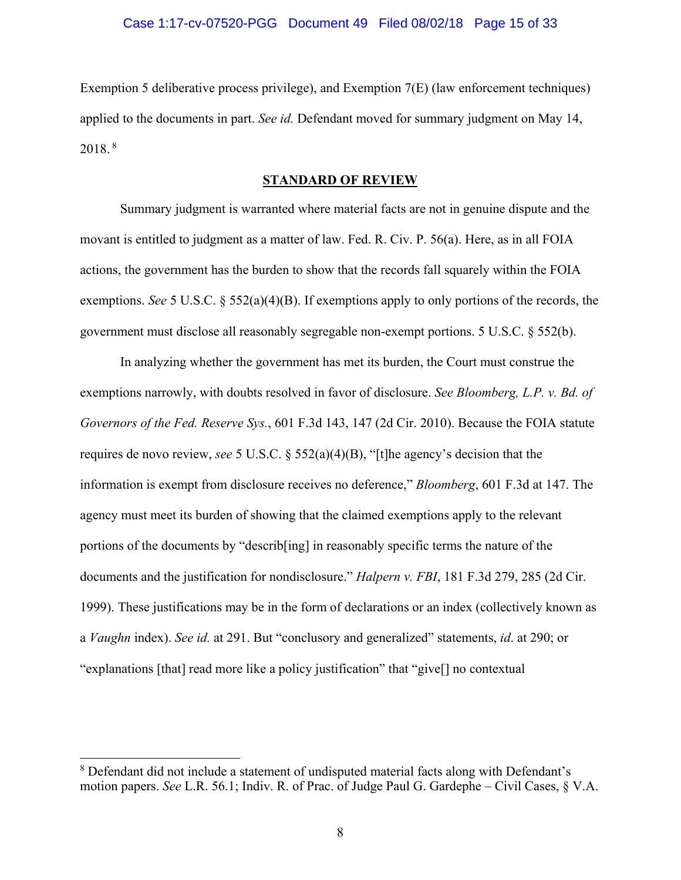Exemption 5 deliberative process privilege), and Exemption 7(E) (law enforcement techniques) applied to the documents in part. *See id.* Defendant moved for summary judgment on May 14, 2018.[8]

## STANDARD OF REVIEW

Summary judgment is warranted where material facts are not in genuine dispute and the movant is entitled to judgment as a matter of law. Fed. R. Civ. P. 56(a). Here, as in all FOIA actions, the government has the burden to show that the records fall squarely within the FOIA exemptions. *See* 5 U.S.C. § 552(a)(4)(B). If exemptions apply to only portions of the records, the government must disclose all reasonably segregable non-exempt portions. 5 U.S.C. § 552(b).

In analyzing whether the government has met its burden, the Court must construe the exemptions narrowly, with doubts resolved in favor of disclosure. *See Bloomberg, L.P. v. Bd. of Governors of the Fed. Reserve Sys.*, 601 F.3d 143, 147 (2d Cir. 2010). Because the FOIA statute requires de novo review, *see* 5 U.S.C. § 552(a)(4)(B), "[t]he agency's decision that the information is exempt from disclosure receives no deference," *Bloomberg*, 601 F.3d at 147. The agency must meet its burden of showing that the claimed exemptions apply to the relevant portions of the documents by "describ[ing] in reasonably specific terms the nature of the documents and the justification for nondisclosure." *Halpern v. FBI*, 181 F.3d 279, 285 (2d Cir. 1999). These justifications may be in the form of declarations or an index (collectively known as a *Vaughn* index). *See id.* at 291. But "conclusory and generalized" statements, *id*. at 290; or "explanations [that] read more like a policy justification" that "give[] no contextual

---

[8] Defendant did not include a statement of undisputed material facts along with Defendant's motion papers. *See* L.R. 56.1; Indiv. R. of Prac. of Judge Paul G. Gardephe – Civil Cases, § V.A.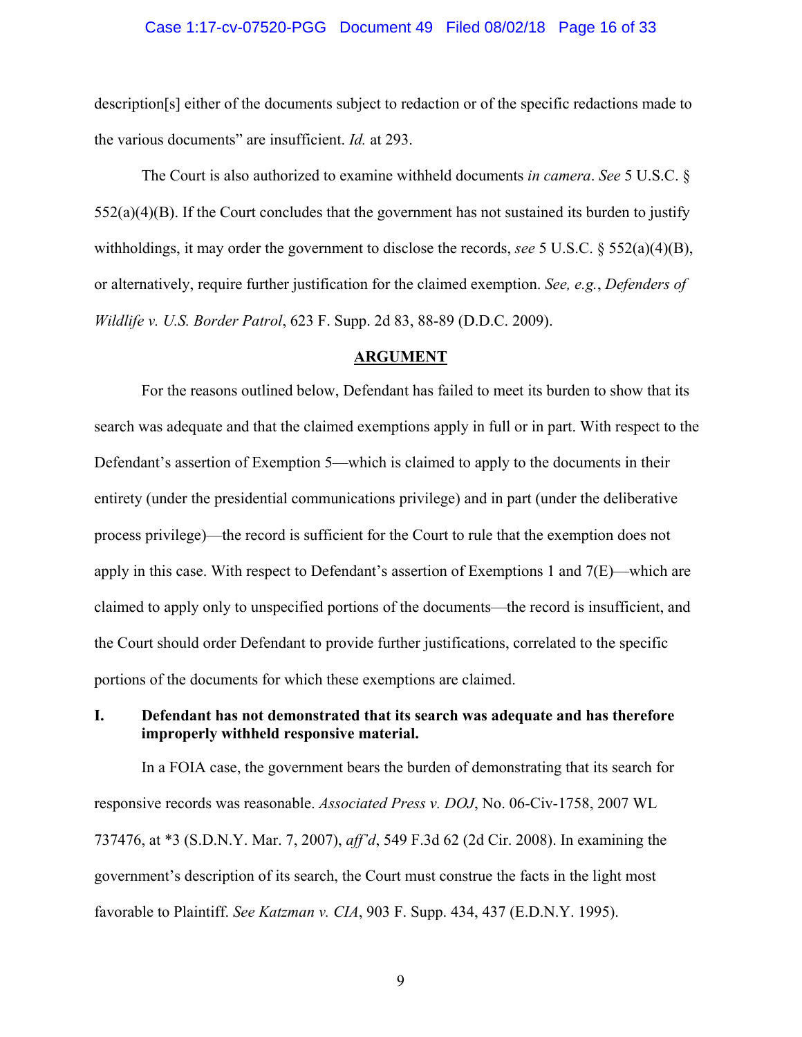description[s] either of the documents subject to redaction or of the specific redactions made to the various documents" are insufficient. *Id.* at 293.

The Court is also authorized to examine withheld documents *in camera*. *See* 5 U.S.C. § 552(a)(4)(B). If the Court concludes that the government has not sustained its burden to justify withholdings, it may order the government to disclose the records, *see* 5 U.S.C. § 552(a)(4)(B), or alternatively, require further justification for the claimed exemption. *See, e.g.*, *Defenders of Wildlife v. U.S. Border Patrol*, 623 F. Supp. 2d 83, 88-89 (D.D.C. 2009).

## ARGUMENT

For the reasons outlined below, Defendant has failed to meet its burden to show that its search was adequate and that the claimed exemptions apply in full or in part. With respect to the Defendant's assertion of Exemption 5—which is claimed to apply to the documents in their entirety (under the presidential communications privilege) and in part (under the deliberative process privilege)—the record is sufficient for the Court to rule that the exemption does not apply in this case. With respect to Defendant's assertion of Exemptions 1 and 7(E)—which are claimed to apply only to unspecified portions of the documents—the record is insufficient, and the Court should order Defendant to provide further justifications, correlated to the specific portions of the documents for which these exemptions are claimed.

### I. Defendant has not demonstrated that its search was adequate and has therefore improperly withheld responsive material.

In a FOIA case, the government bears the burden of demonstrating that its search for responsive records was reasonable. *Associated Press v. DOJ*, No. 06-Civ-1758, 2007 WL 737476, at *3 (S.D.N.Y. Mar. 7, 2007), *aff'd*, 549 F.3d 62 (2d Cir. 2008). In examining the government's description of its search, the Court must construe the facts in the light most favorable to Plaintiff. *See Katzman v. CIA*, 903 F. Supp. 434, 437 (E.D.N.Y. 1995).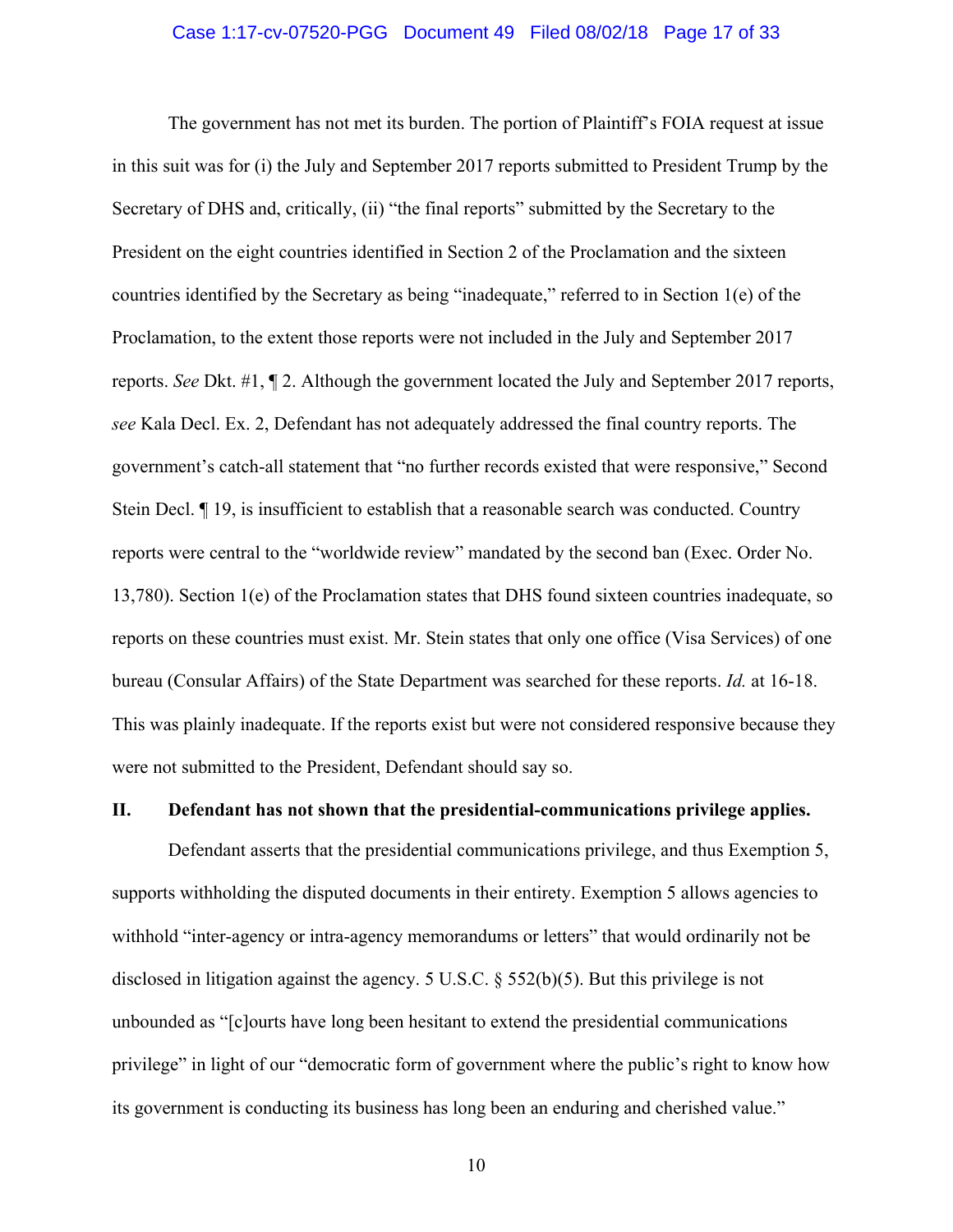The government has not met its burden. The portion of Plaintiff's FOIA request at issue in this suit was for (i) the July and September 2017 reports submitted to President Trump by the Secretary of DHS and, critically, (ii) "the final reports" submitted by the Secretary to the President on the eight countries identified in Section 2 of the Proclamation and the sixteen countries identified by the Secretary as being "inadequate," referred to in Section 1(e) of the Proclamation, to the extent those reports were not included in the July and September 2017 reports. *See* Dkt. #1, ¶ 2. Although the government located the July and September 2017 reports, *see* Kala Decl. Ex. 2, Defendant has not adequately addressed the final country reports. The government's catch-all statement that "no further records existed that were responsive," Second Stein Decl. ¶ 19, is insufficient to establish that a reasonable search was conducted. Country reports were central to the "worldwide review" mandated by the second ban (Exec. Order No. 13,780). Section 1(e) of the Proclamation states that DHS found sixteen countries inadequate, so reports on these countries must exist. Mr. Stein states that only one office (Visa Services) of one bureau (Consular Affairs) of the State Department was searched for these reports. *Id.* at 16-18. This was plainly inadequate. If the reports exist but were not considered responsive because they were not submitted to the President, Defendant should say so.

## II. Defendant has not shown that the presidential-communications privilege applies.

Defendant asserts that the presidential communications privilege, and thus Exemption 5, supports withholding the disputed documents in their entirety. Exemption 5 allows agencies to withhold "inter-agency or intra-agency memorandums or letters" that would ordinarily not be disclosed in litigation against the agency. 5 U.S.C. § 552(b)(5). But this privilege is not unbounded as "[c]ourts have long been hesitant to extend the presidential communications privilege" in light of our "democratic form of government where the public's right to know how its government is conducting its business has long been an enduring and cherished value."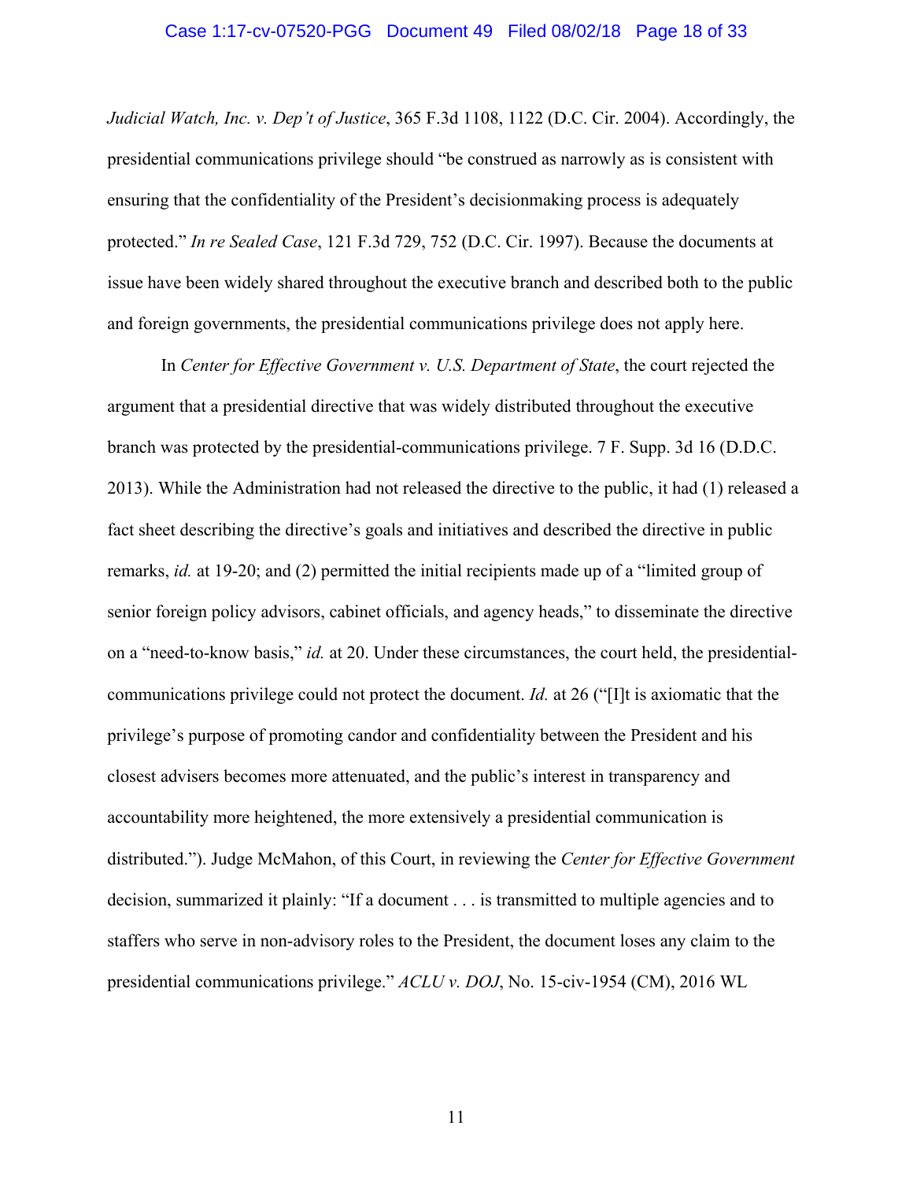*Judicial Watch, Inc. v. Dep't of Justice*, 365 F.3d 1108, 1122 (D.C. Cir. 2004). Accordingly, the presidential communications privilege should "be construed as narrowly as is consistent with ensuring that the confidentiality of the President's decisionmaking process is adequately protected." *In re Sealed Case*, 121 F.3d 729, 752 (D.C. Cir. 1997). Because the documents at issue have been widely shared throughout the executive branch and described both to the public and foreign governments, the presidential communications privilege does not apply here.

In *Center for Effective Government v. U.S. Department of State*, the court rejected the argument that a presidential directive that was widely distributed throughout the executive branch was protected by the presidential-communications privilege. 7 F. Supp. 3d 16 (D.D.C. 2013). While the Administration had not released the directive to the public, it had (1) released a fact sheet describing the directive's goals and initiatives and described the directive in public remarks, *id.* at 19-20; and (2) permitted the initial recipients made up of a "limited group of senior foreign policy advisors, cabinet officials, and agency heads," to disseminate the directive on a "need-to-know basis," *id.* at 20. Under these circumstances, the court held, the presidential-communications privilege could not protect the document. *Id.* at 26 ("[I]t is axiomatic that the privilege's purpose of promoting candor and confidentiality between the President and his closest advisers becomes more attenuated, and the public's interest in transparency and accountability more heightened, the more extensively a presidential communication is distributed."). Judge McMahon, of this Court, in reviewing the *Center for Effective Government* decision, summarized it plainly: "If a document . . . is transmitted to multiple agencies and to staffers who serve in non-advisory roles to the President, the document loses any claim to the presidential communications privilege." *ACLU v. DOJ*, No. 15-civ-1954 (CM), 2016 WL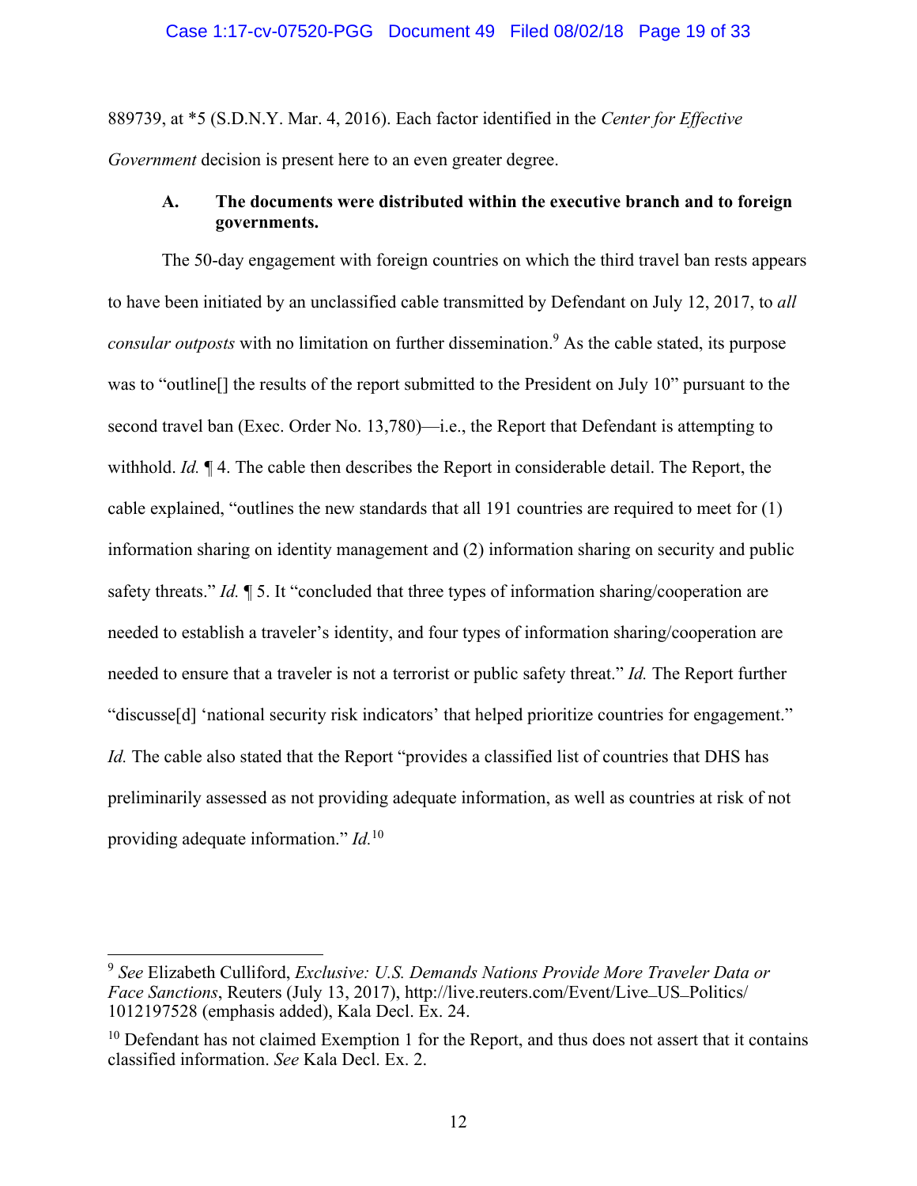889739, at *5 (S.D.N.Y. Mar. 4, 2016). Each factor identified in the *Center for Effective Government* decision is present here to an even greater degree.

### A. The documents were distributed within the executive branch and to foreign governments.

The 50-day engagement with foreign countries on which the third travel ban rests appears to have been initiated by an unclassified cable transmitted by Defendant on July 12, 2017, to *all consular outposts* with no limitation on further dissemination.[9] As the cable stated, its purpose was to "outline[] the results of the report submitted to the President on July 10" pursuant to the second travel ban (Exec. Order No. 13,780)—i.e., the Report that Defendant is attempting to withhold. *Id.* ¶ 4. The cable then describes the Report in considerable detail. The Report, the cable explained, "outlines the new standards that all 191 countries are required to meet for (1) information sharing on identity management and (2) information sharing on security and public safety threats." *Id.* ¶ 5. It "concluded that three types of information sharing/cooperation are needed to establish a traveler's identity, and four types of information sharing/cooperation are needed to ensure that a traveler is not a terrorist or public safety threat." *Id.* The Report further "discuss[d] 'national security risk indicators' that helped prioritize countries for engagement." *Id.* The cable also stated that the Report "provides a classified list of countries that DHS has preliminarily assessed as not providing adequate information, as well as countries at risk of not providing adequate information." *Id.*[10]

---

[9] *See* Elizabeth Culliford, *Exclusive: U.S. Demands Nations Provide More Traveler Data or Face Sanctions*, Reuters (July 13, 2017), http://live.reuters.com/Event/Live_US_Politics/1012197528 (emphasis added), Kala Decl. Ex. 24.

[10] Defendant has not claimed Exemption 1 for the Report, and thus does not assert that it contains classified information. *See* Kala Decl. Ex. 2.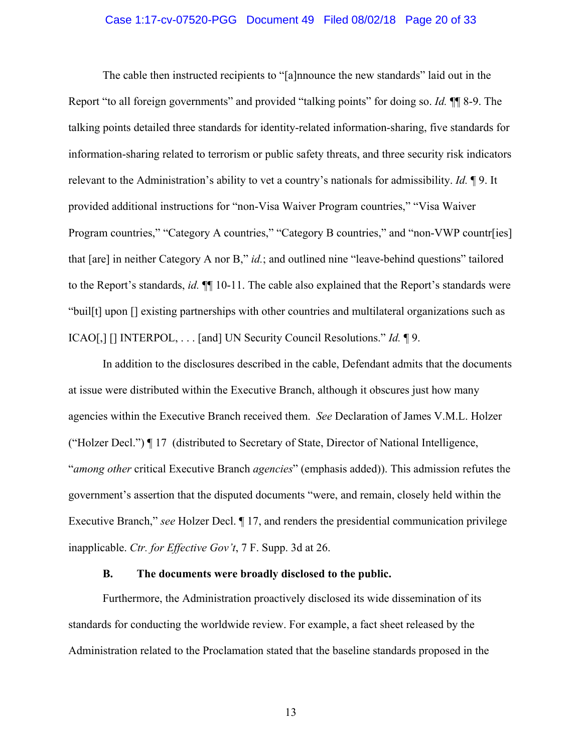The cable then instructed recipients to "[a]nnounce the new standards" laid out in the Report "to all foreign governments" and provided "talking points" for doing so. *Id.* ¶¶ 8-9. The talking points detailed three standards for identity-related information-sharing, five standards for information-sharing related to terrorism or public safety threats, and three security risk indicators relevant to the Administration's ability to vet a country's nationals for admissibility. *Id.* ¶ 9. It provided additional instructions for "non-Visa Waiver Program countries," "Visa Waiver Program countries," "Category A countries," "Category B countries," and "non-VWP countr[ies] that [are] in neither Category A nor B," *id.*; and outlined nine "leave-behind questions" tailored to the Report's standards, *id.* ¶¶ 10-11. The cable also explained that the Report's standards were "buil[t] upon [] existing partnerships with other countries and multilateral organizations such as ICAO[,] [] INTERPOL, . . . [and] UN Security Council Resolutions." *Id.* ¶ 9.

In addition to the disclosures described in the cable, Defendant admits that the documents at issue were distributed within the Executive Branch, although it obscures just how many agencies within the Executive Branch received them. *See* Declaration of James V.M.L. Holzer ("Holzer Decl.") ¶ 17 (distributed to Secretary of State, Director of National Intelligence, "*among other* critical Executive Branch *agencies*" (emphasis added)). This admission refutes the government's assertion that the disputed documents "were, and remain, closely held within the Executive Branch," *see* Holzer Decl. ¶ 17, and renders the presidential communication privilege inapplicable. *Ctr. for Effective Gov't*, 7 F. Supp. 3d at 26.

### B. The documents were broadly disclosed to the public.

Furthermore, the Administration proactively disclosed its wide dissemination of its standards for conducting the worldwide review. For example, a fact sheet released by the Administration related to the Proclamation stated that the baseline standards proposed in the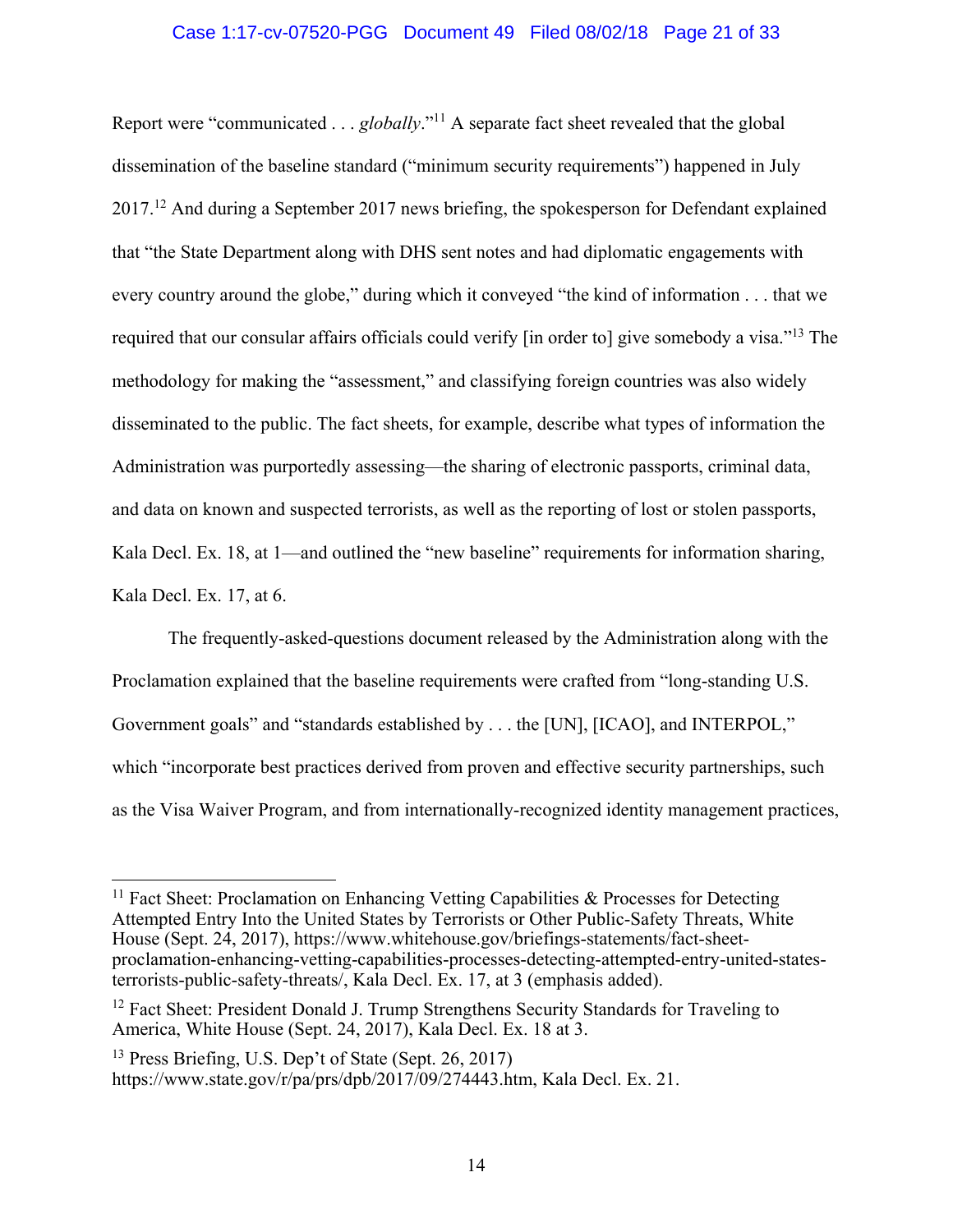Report were "communicated . . . *globally*."[11] A separate fact sheet revealed that the global dissemination of the baseline standard ("minimum security requirements") happened in July 2017.[12] And during a September 2017 news briefing, the spokesperson for Defendant explained that "the State Department along with DHS sent notes and had diplomatic engagements with every country around the globe," during which it conveyed "the kind of information . . . that we required that our consular affairs officials could verify [in order to] give somebody a visa."[13] The methodology for making the "assessment," and classifying foreign countries was also widely disseminated to the public. The fact sheets, for example, describe what types of information the Administration was purportedly assessing—the sharing of electronic passports, criminal data, and data on known and suspected terrorists, as well as the reporting of lost or stolen passports, Kala Decl. Ex. 18, at 1—and outlined the "new baseline" requirements for information sharing, Kala Decl. Ex. 17, at 6.

The frequently-asked-questions document released by the Administration along with the Proclamation explained that the baseline requirements were crafted from "long-standing U.S. Government goals" and "standards established by . . . the [UN], [ICAO], and INTERPOL," which "incorporate best practices derived from proven and effective security partnerships, such as the Visa Waiver Program, and from internationally-recognized identity management practices,

---

[11] Fact Sheet: Proclamation on Enhancing Vetting Capabilities & Processes for Detecting Attempted Entry Into the United States by Terrorists or Other Public-Safety Threats, White House (Sept. 24, 2017), https://www.whitehouse.gov/briefings-statements/fact-sheet-proclamation-enhancing-vetting-capabilities-processes-detecting-attempted-entry-united-states-terrorists-public-safety-threats/, Kala Decl. Ex. 17, at 3 (emphasis added).

[12] Fact Sheet: President Donald J. Trump Strengthens Security Standards for Traveling to America, White House (Sept. 24, 2017), Kala Decl. Ex. 18 at 3.

[13] Press Briefing, U.S. Dep't of State (Sept. 26, 2017) https://www.state.gov/r/pa/prs/dpb/2017/09/274443.htm, Kala Decl. Ex. 21.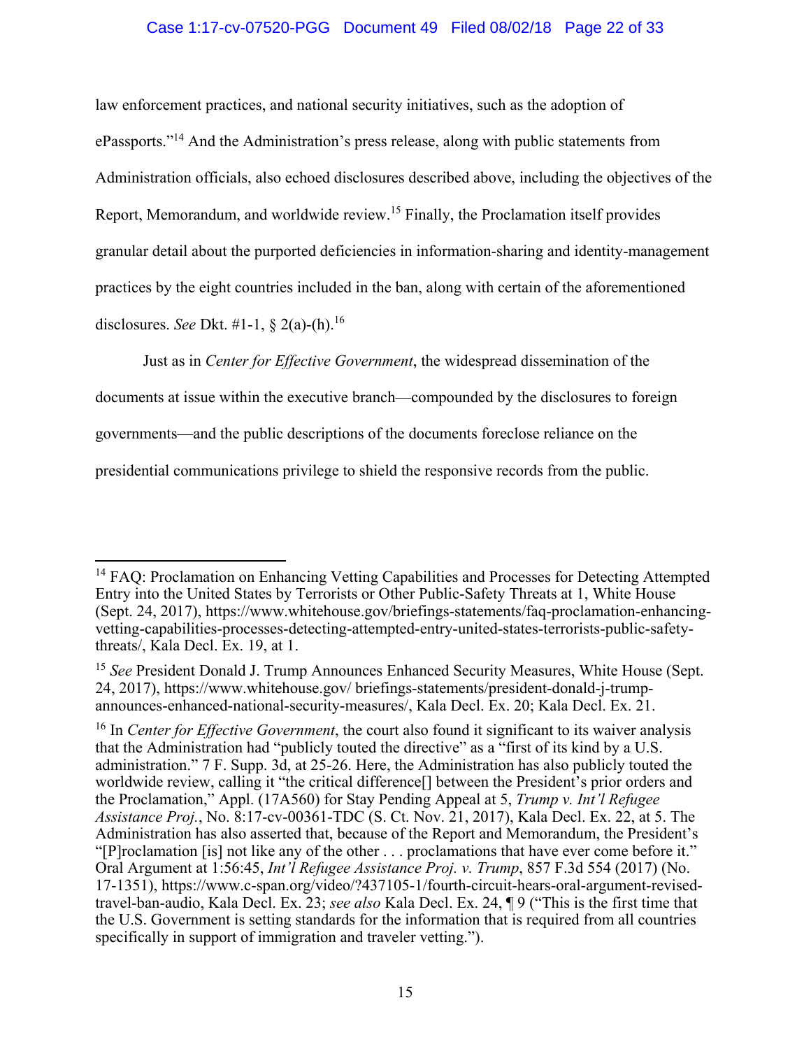law enforcement practices, and national security initiatives, such as the adoption of ePassports."[14] And the Administration's press release, along with public statements from Administration officials, also echoed disclosures described above, including the objectives of the Report, Memorandum, and worldwide review.[15] Finally, the Proclamation itself provides granular detail about the purported deficiencies in information-sharing and identity-management practices by the eight countries included in the ban, along with certain of the aforementioned disclosures. *See* Dkt. #1-1, § 2(a)-(h).[16]

Just as in *Center for Effective Government*, the widespread dissemination of the documents at issue within the executive branch—compounded by the disclosures to foreign governments—and the public descriptions of the documents foreclose reliance on the presidential communications privilege to shield the responsive records from the public.

---

[14] FAQ: Proclamation on Enhancing Vetting Capabilities and Processes for Detecting Attempted Entry into the United States by Terrorists or Other Public-Safety Threats at 1, White House (Sept. 24, 2017), https://www.whitehouse.gov/briefings-statements/faq-proclamation-enhancing-vetting-capabilities-processes-detecting-attempted-entry-united-states-terrorists-public-safety-threats/, Kala Decl. Ex. 19, at 1.

[15] *See* President Donald J. Trump Announces Enhanced Security Measures, White House (Sept. 24, 2017), https://www.whitehouse.gov/ briefings-statements/president-donald-j-trump-announces-enhanced-national-security-measures/, Kala Decl. Ex. 20; Kala Decl. Ex. 21.

[16] In *Center for Effective Government*, the court also found it significant to its waiver analysis that the Administration had "publicly touted the directive" as a "first of its kind by a U.S. administration." 7 F. Supp. 3d, at 25-26. Here, the Administration has also publicly touted the worldwide review, calling it "the critical difference[] between the President's prior orders and the Proclamation," Appl. (17A560) for Stay Pending Appeal at 5, *Trump v. Int'l Refugee Assistance Proj.*, No. 8:17-cv-00361-TDC (S. Ct. Nov. 21, 2017), Kala Decl. Ex. 22, at 5. The Administration has also asserted that, because of the Report and Memorandum, the President's "[P]roclamation [is] not like any of the other . . . proclamations that have ever come before it." Oral Argument at 1:56:45, *Int'l Refugee Assistance Proj. v. Trump*, 857 F.3d 554 (2017) (No. 17-1351), https://www.c-span.org/video/?437105-1/fourth-circuit-hears-oral-argument-revised-travel-ban-audio, Kala Decl. Ex. 23; *see also* Kala Decl. Ex. 24, ¶ 9 ("This is the first time that the U.S. Government is setting standards for the information that is required from all countries specifically in support of immigration and traveler vetting.").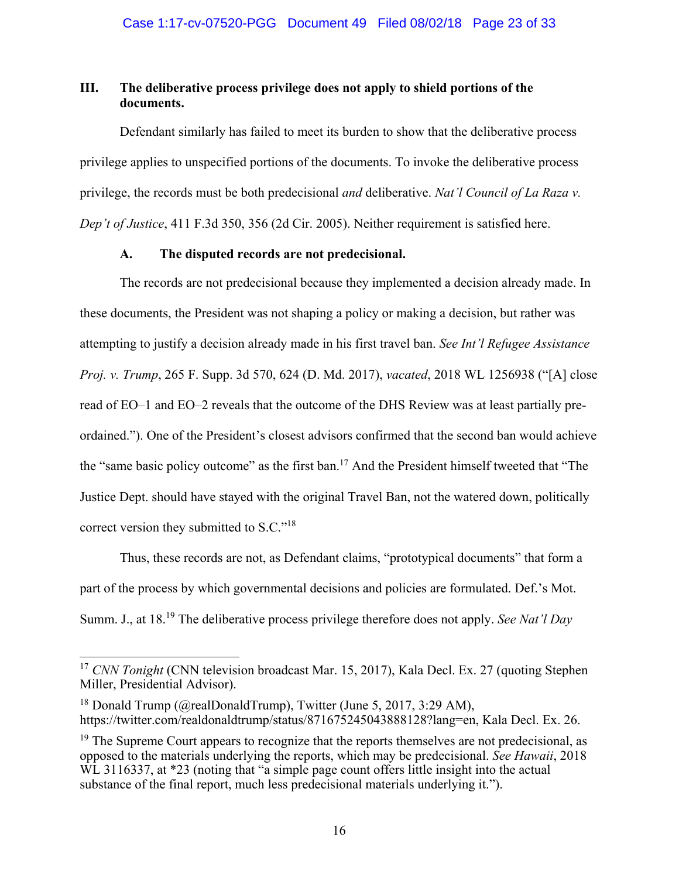### III. The deliberative process privilege does not apply to shield portions of the documents.

Defendant similarly has failed to meet its burden to show that the deliberative process privilege applies to unspecified portions of the documents. To invoke the deliberative process privilege, the records must be both predecisional *and* deliberative. *Nat'l Council of La Raza v. Dep't of Justice*, 411 F.3d 350, 356 (2d Cir. 2005). Neither requirement is satisfied here.

#### A. The disputed records are not predecisional.

The records are not predecisional because they implemented a decision already made. In these documents, the President was not shaping a policy or making a decision, but rather was attempting to justify a decision already made in his first travel ban. *See Int'l Refugee Assistance Proj. v. Trump*, 265 F. Supp. 3d 570, 624 (D. Md. 2017), *vacated*, 2018 WL 1256938 ("[A] close read of EO–1 and EO–2 reveals that the outcome of the DHS Review was at least partially pre-ordained."). One of the President's closest advisors confirmed that the second ban would achieve the "same basic policy outcome" as the first ban.[17] And the President himself tweeted that "The Justice Dept. should have stayed with the original Travel Ban, not the watered down, politically correct version they submitted to S.C."[18]

Thus, these records are not, as Defendant claims, "prototypical documents" that form a part of the process by which governmental decisions and policies are formulated. Def.'s Mot. Summ. J., at 18.[19] The deliberative process privilege therefore does not apply. *See Nat'l Day*

---

[17] *CNN Tonight* (CNN television broadcast Mar. 15, 2017), Kala Decl. Ex. 27 (quoting Stephen Miller, Presidential Advisor).

[18] Donald Trump (@realDonaldTrump), Twitter (June 5, 2017, 3:29 AM), https://twitter.com/realdonaldtrump/status/871675245043888128?lang=en, Kala Decl. Ex. 26.

[19] The Supreme Court appears to recognize that the reports themselves are not predecisional, as opposed to the materials underlying the reports, which may be predecisional. *See Hawaii*, 2018 WL 3116337, at *23 (noting that "a simple page count offers little insight into the actual substance of the final report, much less predecisional materials underlying it.").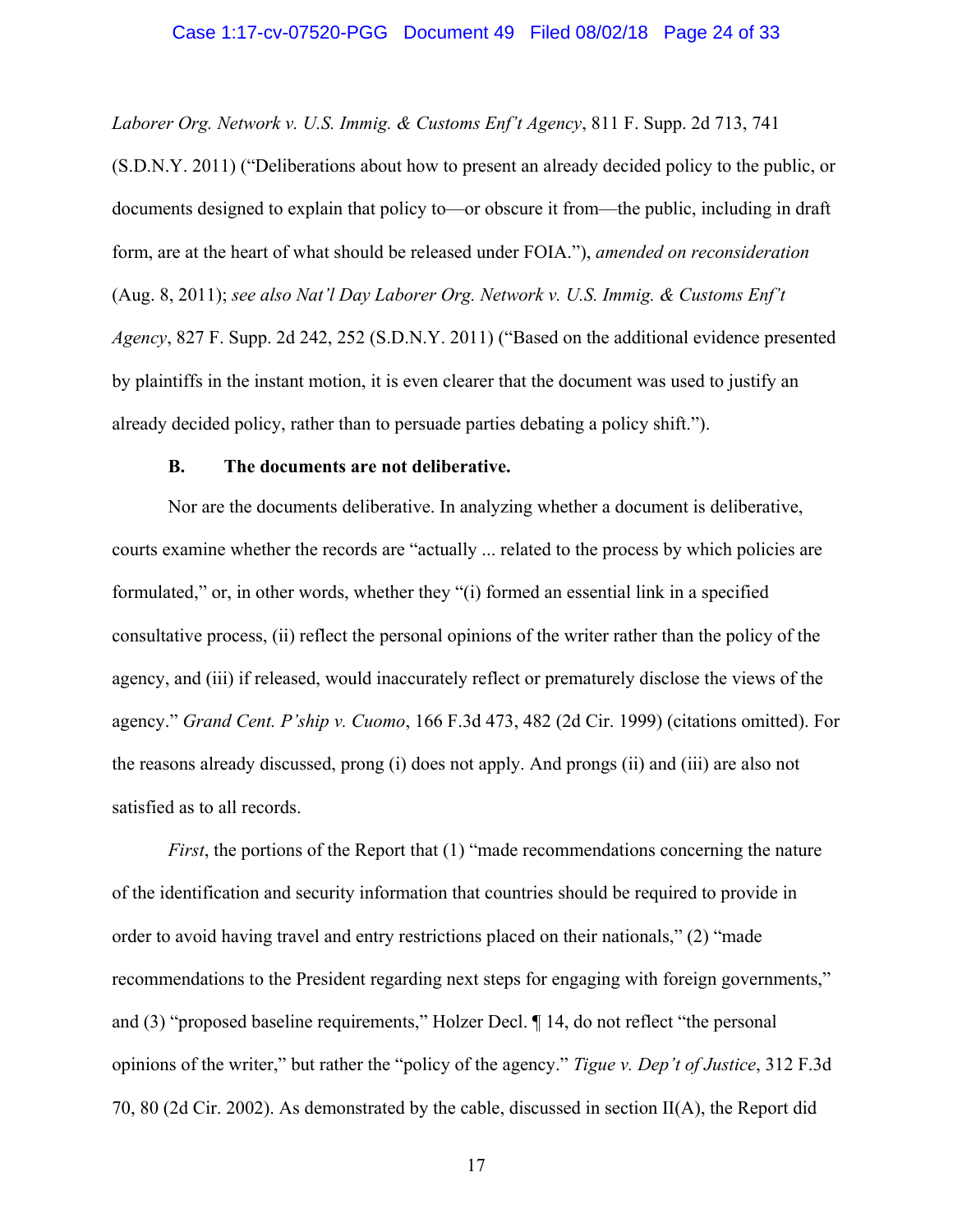*Laborer Org. Network v. U.S. Immig. & Customs Enf't Agency*, 811 F. Supp. 2d 713, 741 (S.D.N.Y. 2011) ("Deliberations about how to present an already decided policy to the public, or documents designed to explain that policy to—or obscure it from—the public, including in draft form, are at the heart of what should be released under FOIA."), *amended on reconsideration* (Aug. 8, 2011); *see also Nat'l Day Laborer Org. Network v. U.S. Immig. & Customs Enf't Agency*, 827 F. Supp. 2d 242, 252 (S.D.N.Y. 2011) ("Based on the additional evidence presented by plaintiffs in the instant motion, it is even clearer that the document was used to justify an already decided policy, rather than to persuade parties debating a policy shift.").

**B. The documents are not deliberative.**

Nor are the documents deliberative. In analyzing whether a document is deliberative, courts examine whether the records are "actually ... related to the process by which policies are formulated," or, in other words, whether they "(i) formed an essential link in a specified consultative process, (ii) reflect the personal opinions of the writer rather than the policy of the agency, and (iii) if released, would inaccurately reflect or prematurely disclose the views of the agency." *Grand Cent. P'ship v. Cuomo*, 166 F.3d 473, 482 (2d Cir. 1999) (citations omitted). For the reasons already discussed, prong (i) does not apply. And prongs (ii) and (iii) are also not satisfied as to all records.

*First*, the portions of the Report that (1) "made recommendations concerning the nature of the identification and security information that countries should be required to provide in order to avoid having travel and entry restrictions placed on their nationals," (2) "made recommendations to the President regarding next steps for engaging with foreign governments," and (3) "proposed baseline requirements," Holzer Decl. ¶ 14, do not reflect "the personal opinions of the writer," but rather the "policy of the agency." *Tigue v. Dep't of Justice*, 312 F.3d 70, 80 (2d Cir. 2002). As demonstrated by the cable, discussed in section II(A), the Report did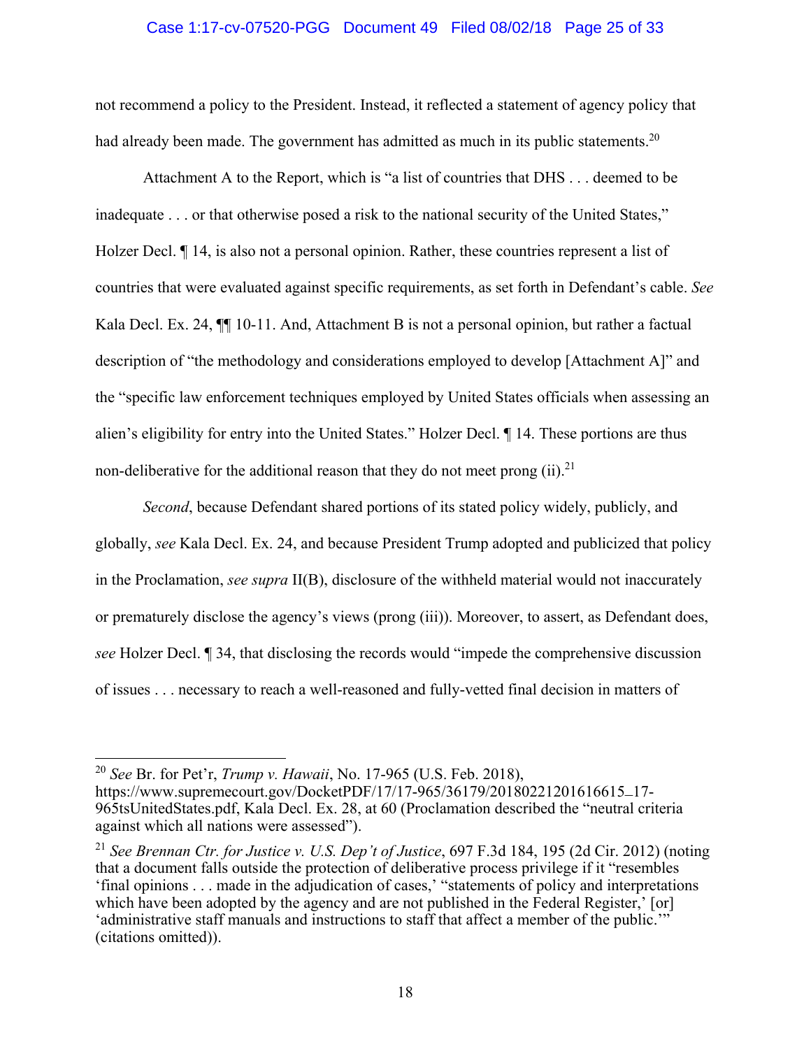not recommend a policy to the President. Instead, it reflected a statement of agency policy that had already been made. The government has admitted as much in its public statements.[20]

Attachment A to the Report, which is "a list of countries that DHS . . . deemed to be inadequate . . . or that otherwise posed a risk to the national security of the United States," Holzer Decl. ¶ 14, is also not a personal opinion. Rather, these countries represent a list of countries that were evaluated against specific requirements, as set forth in Defendant's cable. *See* Kala Decl. Ex. 24, ¶¶ 10-11. And, Attachment B is not a personal opinion, but rather a factual description of "the methodology and considerations employed to develop [Attachment A]" and the "specific law enforcement techniques employed by United States officials when assessing an alien's eligibility for entry into the United States." Holzer Decl. ¶ 14. These portions are thus non-deliberative for the additional reason that they do not meet prong (ii).[21]

*Second*, because Defendant shared portions of its stated policy widely, publicly, and globally, *see* Kala Decl. Ex. 24, and because President Trump adopted and publicized that policy in the Proclamation, *see supra* II(B), disclosure of the withheld material would not inaccurately or prematurely disclose the agency's views (prong (iii)). Moreover, to assert, as Defendant does, *see* Holzer Decl. ¶ 34, that disclosing the records would "impede the comprehensive discussion of issues . . . necessary to reach a well-reasoned and fully-vetted final decision in matters of

---

[20] *See* Br. for Pet'r, *Trump v. Hawaii*, No. 17-965 (U.S. Feb. 2018), https://www.supremecourt.gov/DocketPDF/17/17-965/36179/20180221201616615_17-965tsUnitedStates.pdf, Kala Decl. Ex. 28, at 60 (Proclamation described the "neutral criteria against which all nations were assessed").

[21] *See Brennan Ctr. for Justice v. U.S. Dep't of Justice*, 697 F.3d 184, 195 (2d Cir. 2012) (noting that a document falls outside the protection of deliberative process privilege if it "resembles 'final opinions . . . made in the adjudication of cases,' "statements of policy and interpretations which have been adopted by the agency and are not published in the Federal Register,' [or] 'administrative staff manuals and instructions to staff that affect a member of the public.'" (citations omitted)).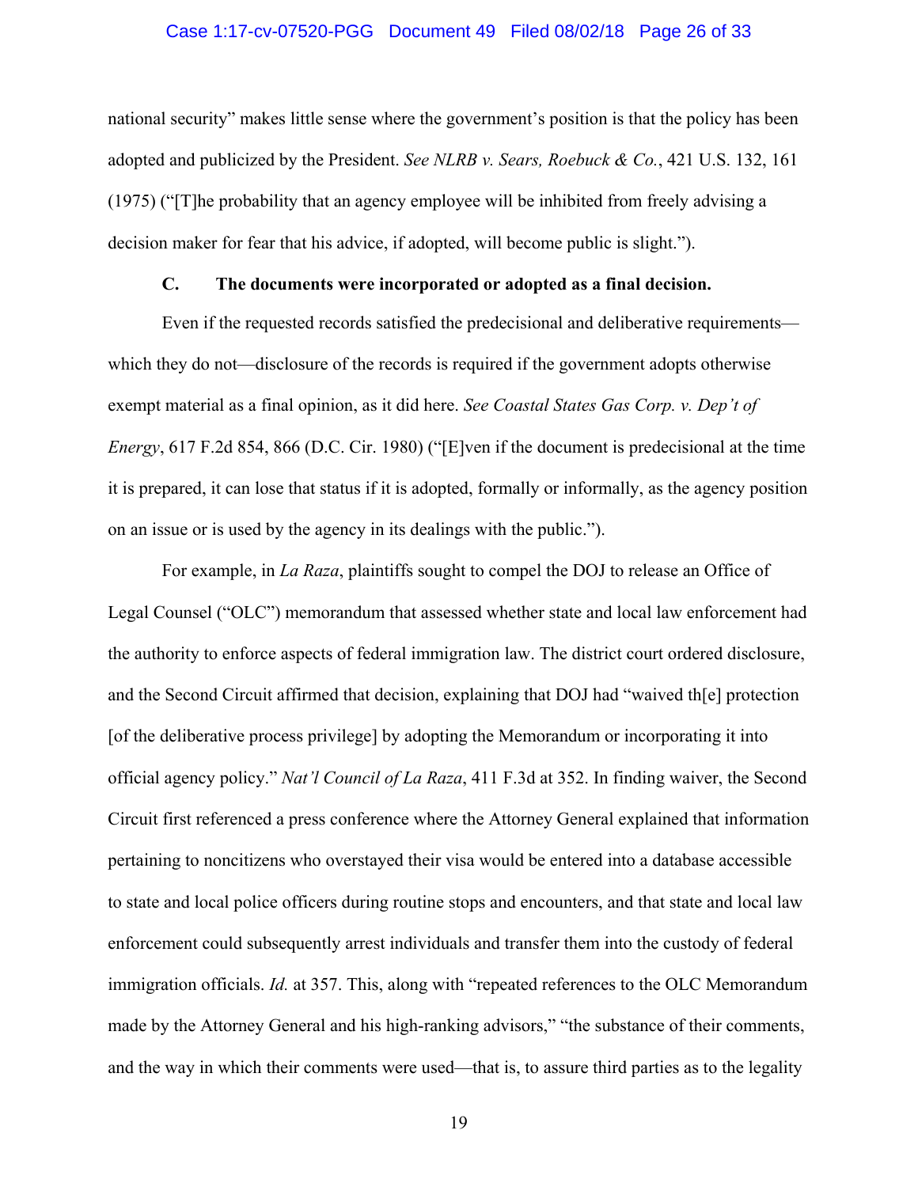national security" makes little sense where the government's position is that the policy has been adopted and publicized by the President. *See NLRB v. Sears, Roebuck & Co.*, 421 U.S. 132, 161 (1975) ("[T]he probability that an agency employee will be inhibited from freely advising a decision maker for fear that his advice, if adopted, will become public is slight.").

### C. The documents were incorporated or adopted as a final decision.

Even if the requested records satisfied the predecisional and deliberative requirements—which they do not—disclosure of the records is required if the government adopts otherwise exempt material as a final opinion, as it did here. *See Coastal States Gas Corp. v. Dep't of Energy*, 617 F.2d 854, 866 (D.C. Cir. 1980) ("[E]ven if the document is predecisional at the time it is prepared, it can lose that status if it is adopted, formally or informally, as the agency position on an issue or is used by the agency in its dealings with the public.").

For example, in *La Raza*, plaintiffs sought to compel the DOJ to release an Office of Legal Counsel ("OLC") memorandum that assessed whether state and local law enforcement had the authority to enforce aspects of federal immigration law. The district court ordered disclosure, and the Second Circuit affirmed that decision, explaining that DOJ had "waived th[e] protection [of the deliberative process privilege] by adopting the Memorandum or incorporating it into official agency policy." *Nat'l Council of La Raza*, 411 F.3d at 352. In finding waiver, the Second Circuit first referenced a press conference where the Attorney General explained that information pertaining to noncitizens who overstayed their visa would be entered into a database accessible to state and local police officers during routine stops and encounters, and that state and local law enforcement could subsequently arrest individuals and transfer them into the custody of federal immigration officials. *Id.* at 357. This, along with "repeated references to the OLC Memorandum made by the Attorney General and his high-ranking advisors," "the substance of their comments, and the way in which their comments were used—that is, to assure third parties as to the legality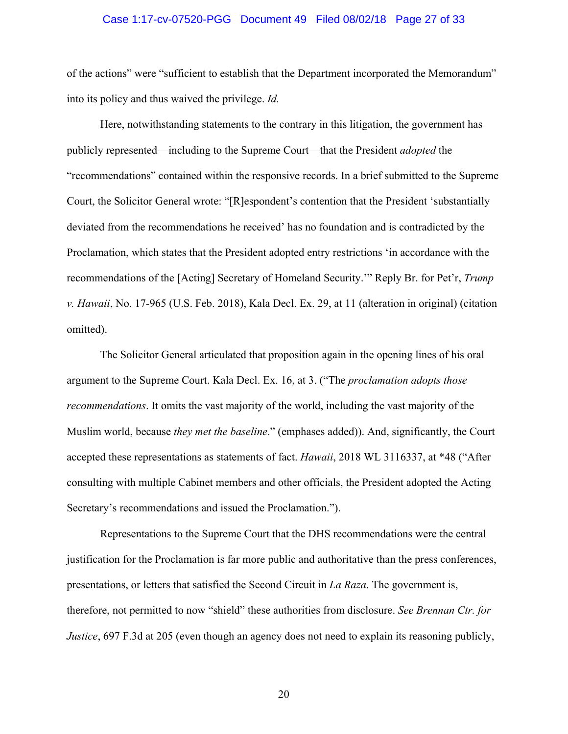of the actions" were "sufficient to establish that the Department incorporated the Memorandum" into its policy and thus waived the privilege. *Id.*

Here, notwithstanding statements to the contrary in this litigation, the government has publicly represented—including to the Supreme Court—that the President *adopted* the "recommendations" contained within the responsive records. In a brief submitted to the Supreme Court, the Solicitor General wrote: "[R]espondent's contention that the President 'substantially deviated from the recommendations he received' has no foundation and is contradicted by the Proclamation, which states that the President adopted entry restrictions 'in accordance with the recommendations of the [Acting] Secretary of Homeland Security.'" Reply Br. for Pet'r, *Trump v. Hawaii*, No. 17-965 (U.S. Feb. 2018), Kala Decl. Ex. 29, at 11 (alteration in original) (citation omitted).

The Solicitor General articulated that proposition again in the opening lines of his oral argument to the Supreme Court. Kala Decl. Ex. 16, at 3. ("The *proclamation adopts those recommendations*. It omits the vast majority of the world, including the vast majority of the Muslim world, because *they met the baseline*." (emphases added)). And, significantly, the Court accepted these representations as statements of fact. *Hawaii*, 2018 WL 3116337, at *48 ("After consulting with multiple Cabinet members and other officials, the President adopted the Acting Secretary's recommendations and issued the Proclamation.").

Representations to the Supreme Court that the DHS recommendations were the central justification for the Proclamation is far more public and authoritative than the press conferences, presentations, or letters that satisfied the Second Circuit in *La Raza*. The government is, therefore, not permitted to now "shield" these authorities from disclosure. *See Brennan Ctr. for Justice*, 697 F.3d at 205 (even though an agency does not need to explain its reasoning publicly,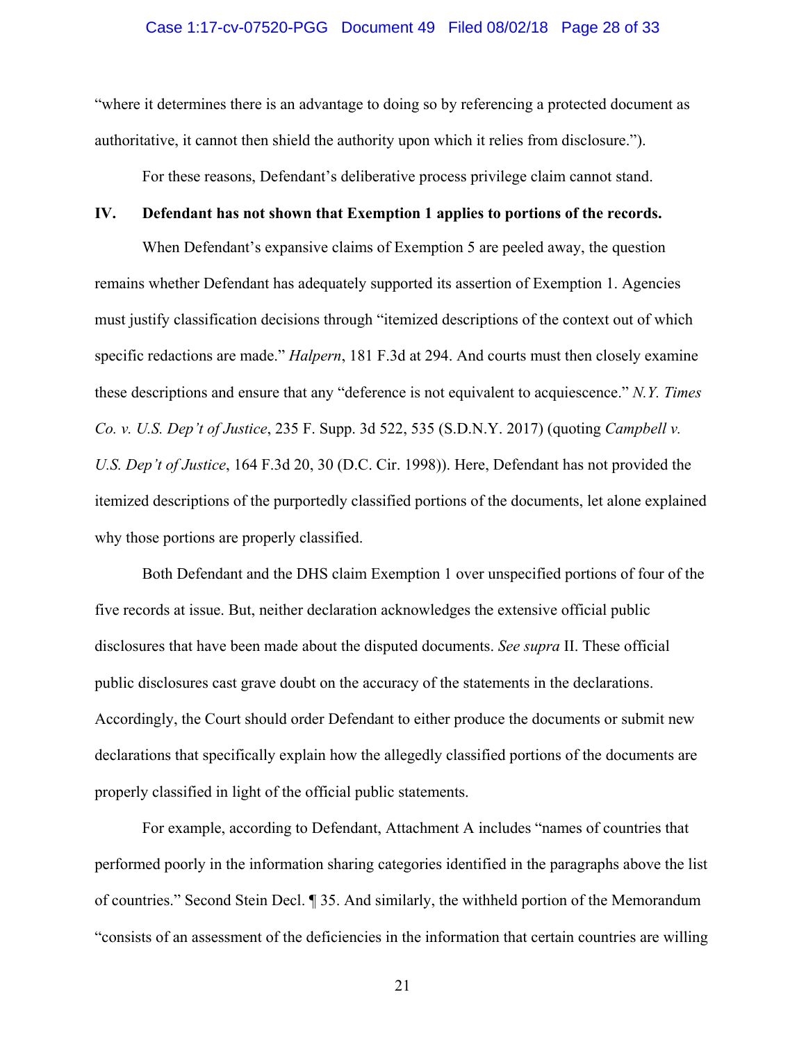"where it determines there is an advantage to doing so by referencing a protected document as authoritative, it cannot then shield the authority upon which it relies from disclosure.").

For these reasons, Defendant's deliberative process privilege claim cannot stand.

## IV. Defendant has not shown that Exemption 1 applies to portions of the records.

When Defendant's expansive claims of Exemption 5 are peeled away, the question remains whether Defendant has adequately supported its assertion of Exemption 1. Agencies must justify classification decisions through "itemized descriptions of the context out of which specific redactions are made." *Halpern*, 181 F.3d at 294. And courts must then closely examine these descriptions and ensure that any "deference is not equivalent to acquiescence." *N.Y. Times Co. v. U.S. Dep't of Justice*, 235 F. Supp. 3d 522, 535 (S.D.N.Y. 2017) (quoting *Campbell v. U.S. Dep't of Justice*, 164 F.3d 20, 30 (D.C. Cir. 1998)). Here, Defendant has not provided the itemized descriptions of the purportedly classified portions of the documents, let alone explained why those portions are properly classified.

Both Defendant and the DHS claim Exemption 1 over unspecified portions of four of the five records at issue. But, neither declaration acknowledges the extensive official public disclosures that have been made about the disputed documents. *See supra* II. These official public disclosures cast grave doubt on the accuracy of the statements in the declarations. Accordingly, the Court should order Defendant to either produce the documents or submit new declarations that specifically explain how the allegedly classified portions of the documents are properly classified in light of the official public statements.

For example, according to Defendant, Attachment A includes "names of countries that performed poorly in the information sharing categories identified in the paragraphs above the list of countries." Second Stein Decl. ¶ 35. And similarly, the withheld portion of the Memorandum "consists of an assessment of the deficiencies in the information that certain countries are willing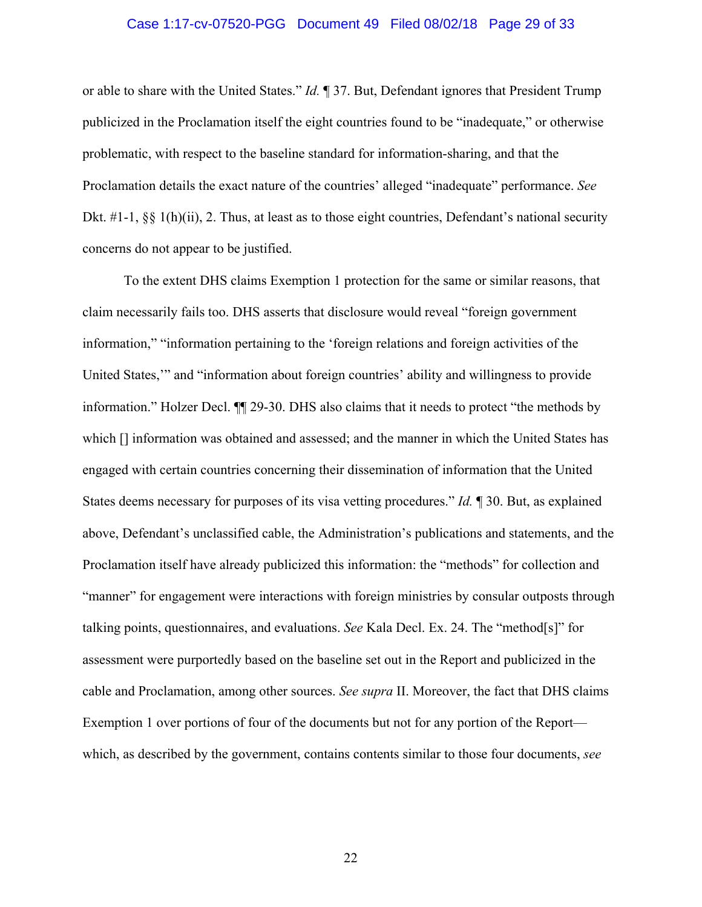or able to share with the United States." *Id.* ¶ 37. But, Defendant ignores that President Trump publicized in the Proclamation itself the eight countries found to be "inadequate," or otherwise problematic, with respect to the baseline standard for information-sharing, and that the Proclamation details the exact nature of the countries' alleged "inadequate" performance. *See* Dkt. #1-1, §§ 1(h)(ii), 2. Thus, at least as to those eight countries, Defendant's national security concerns do not appear to be justified.

To the extent DHS claims Exemption 1 protection for the same or similar reasons, that claim necessarily fails too. DHS asserts that disclosure would reveal "foreign government information," "information pertaining to the 'foreign relations and foreign activities of the United States,'" and "information about foreign countries' ability and willingness to provide information." Holzer Decl. ¶¶ 29-30. DHS also claims that it needs to protect "the methods by which [] information was obtained and assessed; and the manner in which the United States has engaged with certain countries concerning their dissemination of information that the United States deems necessary for purposes of its visa vetting procedures." *Id.* ¶ 30. But, as explained above, Defendant's unclassified cable, the Administration's publications and statements, and the Proclamation itself have already publicized this information: the "methods" for collection and "manner" for engagement were interactions with foreign ministries by consular outposts through talking points, questionnaires, and evaluations. *See* Kala Decl. Ex. 24. The "method[s]" for assessment were purportedly based on the baseline set out in the Report and publicized in the cable and Proclamation, among other sources. *See supra* II. Moreover, the fact that DHS claims Exemption 1 over portions of four of the documents but not for any portion of the Report—which, as described by the government, contains contents similar to those four documents, *see*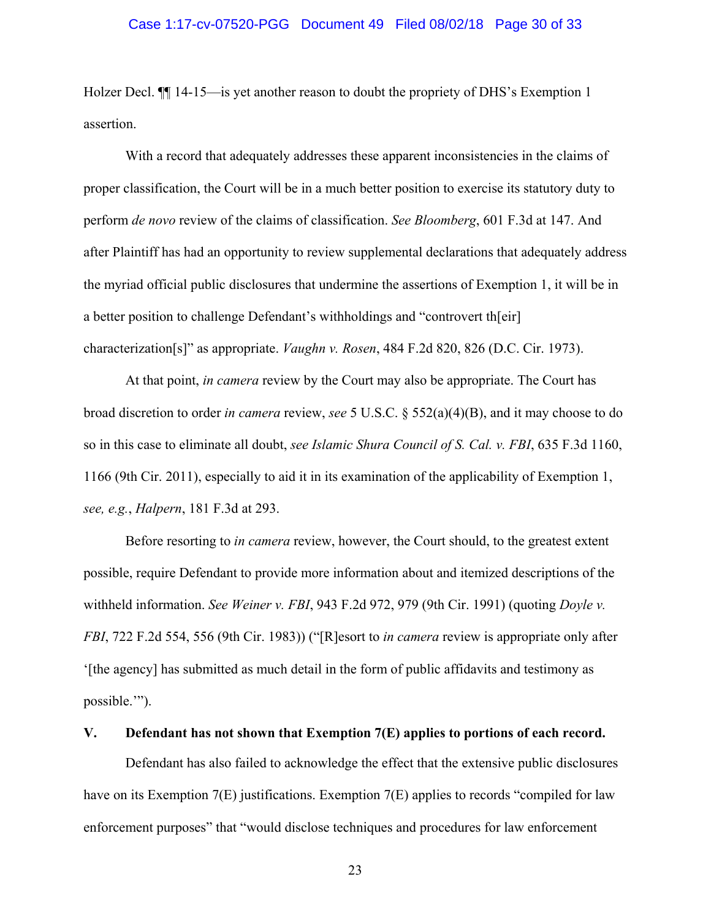Holzer Decl. ¶¶ 14-15—is yet another reason to doubt the propriety of DHS's Exemption 1 assertion.

With a record that adequately addresses these apparent inconsistencies in the claims of proper classification, the Court will be in a much better position to exercise its statutory duty to perform *de novo* review of the claims of classification. *See Bloomberg*, 601 F.3d at 147. And after Plaintiff has had an opportunity to review supplemental declarations that adequately address the myriad official public disclosures that undermine the assertions of Exemption 1, it will be in a better position to challenge Defendant's withholdings and "controvert th[eir] characterization[s]" as appropriate. *Vaughn v. Rosen*, 484 F.2d 820, 826 (D.C. Cir. 1973).

At that point, *in camera* review by the Court may also be appropriate. The Court has broad discretion to order *in camera* review, *see* 5 U.S.C. § 552(a)(4)(B), and it may choose to do so in this case to eliminate all doubt, *see Islamic Shura Council of S. Cal. v. FBI*, 635 F.3d 1160, 1166 (9th Cir. 2011), especially to aid it in its examination of the applicability of Exemption 1, *see, e.g.*, *Halpern*, 181 F.3d at 293.

Before resorting to *in camera* review, however, the Court should, to the greatest extent possible, require Defendant to provide more information about and itemized descriptions of the withheld information. *See Weiner v. FBI*, 943 F.2d 972, 979 (9th Cir. 1991) (quoting *Doyle v. FBI*, 722 F.2d 554, 556 (9th Cir. 1983)) ("[R]esort to *in camera* review is appropriate only after '[the agency] has submitted as much detail in the form of public affidavits and testimony as possible.'").

## V. Defendant has not shown that Exemption 7(E) applies to portions of each record.

Defendant has also failed to acknowledge the effect that the extensive public disclosures have on its Exemption 7(E) justifications. Exemption 7(E) applies to records "compiled for law enforcement purposes" that "would disclose techniques and procedures for law enforcement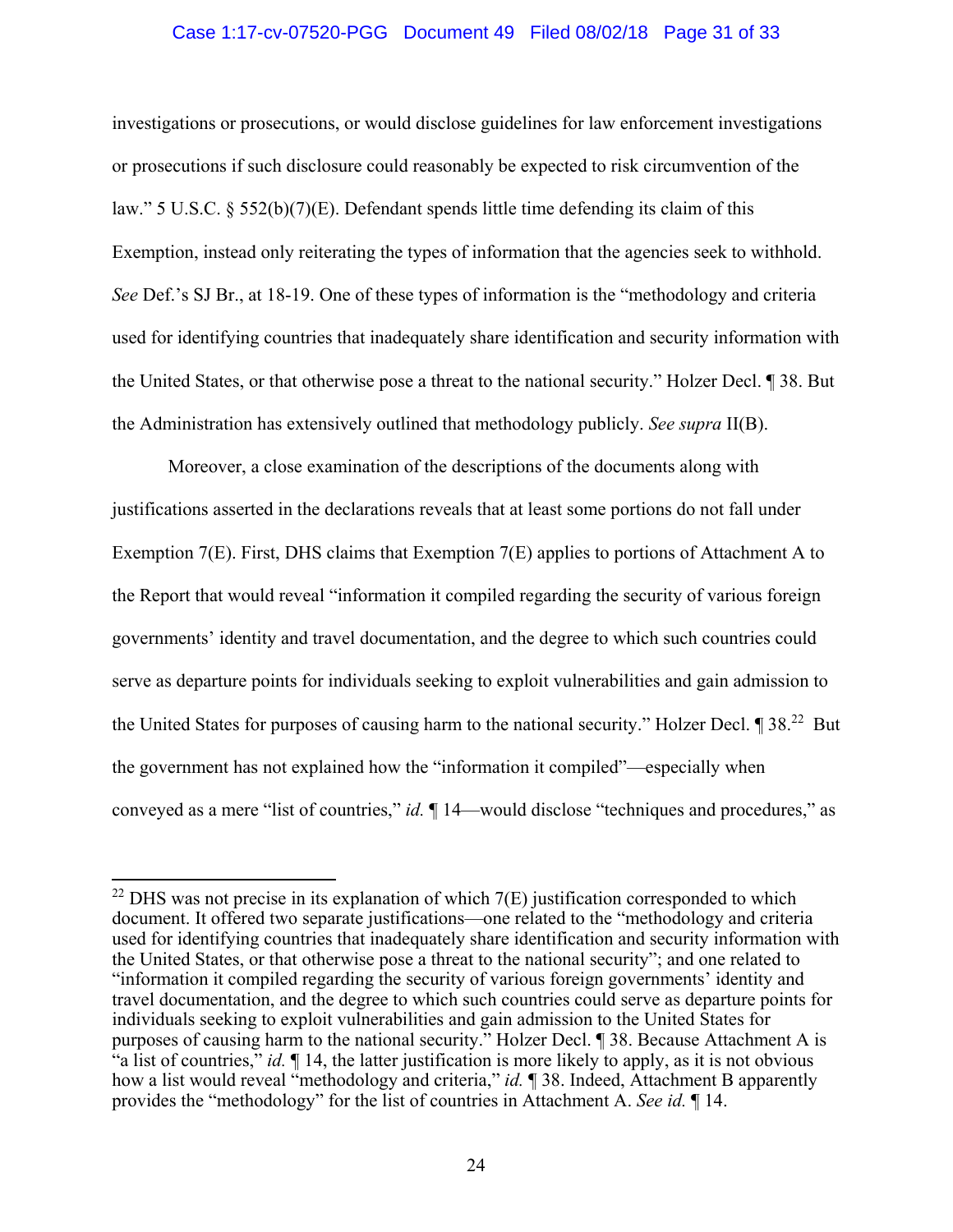investigations or prosecutions, or would disclose guidelines for law enforcement investigations or prosecutions if such disclosure could reasonably be expected to risk circumvention of the law." 5 U.S.C. § 552(b)(7)(E). Defendant spends little time defending its claim of this Exemption, instead only reiterating the types of information that the agencies seek to withhold. *See* Def.'s SJ Br., at 18-19. One of these types of information is the "methodology and criteria used for identifying countries that inadequately share identification and security information with the United States, or that otherwise pose a threat to the national security." Holzer Decl. ¶ 38. But the Administration has extensively outlined that methodology publicly. *See supra* II(B).

Moreover, a close examination of the descriptions of the documents along with justifications asserted in the declarations reveals that at least some portions do not fall under Exemption 7(E). First, DHS claims that Exemption 7(E) applies to portions of Attachment A to the Report that would reveal "information it compiled regarding the security of various foreign governments' identity and travel documentation, and the degree to which such countries could serve as departure points for individuals seeking to exploit vulnerabilities and gain admission to the United States for purposes of causing harm to the national security." Holzer Decl. ¶ 38.[22] But the government has not explained how the "information it compiled"—especially when conveyed as a mere "list of countries," *id.* ¶ 14—would disclose "techniques and procedures," as

[22] DHS was not precise in its explanation of which 7(E) justification corresponded to which document. It offered two separate justifications—one related to the "methodology and criteria used for identifying countries that inadequately share identification and security information with the United States, or that otherwise pose a threat to the national security"; and one related to "information it compiled regarding the security of various foreign governments' identity and travel documentation, and the degree to which such countries could serve as departure points for individuals seeking to exploit vulnerabilities and gain admission to the United States for purposes of causing harm to the national security." Holzer Decl. ¶ 38. Because Attachment A is "a list of countries," *id.* ¶ 14, the latter justification is more likely to apply, as it is not obvious how a list would reveal "methodology and criteria," *id.* ¶ 38. Indeed, Attachment B apparently provides the "methodology" for the list of countries in Attachment A. *See id.* ¶ 14.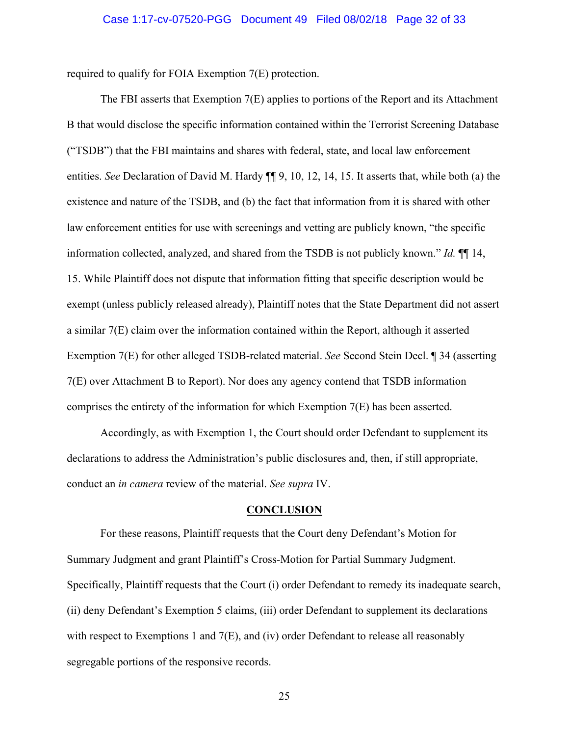required to qualify for FOIA Exemption 7(E) protection.

The FBI asserts that Exemption 7(E) applies to portions of the Report and its Attachment B that would disclose the specific information contained within the Terrorist Screening Database ("TSDB") that the FBI maintains and shares with federal, state, and local law enforcement entities. *See* Declaration of David M. Hardy ¶¶ 9, 10, 12, 14, 15. It asserts that, while both (a) the existence and nature of the TSDB, and (b) the fact that information from it is shared with other law enforcement entities for use with screenings and vetting are publicly known, "the specific information collected, analyzed, and shared from the TSDB is not publicly known." *Id.* ¶¶ 14, 15. While Plaintiff does not dispute that information fitting that specific description would be exempt (unless publicly released already), Plaintiff notes that the State Department did not assert a similar 7(E) claim over the information contained within the Report, although it asserted Exemption 7(E) for other alleged TSDB-related material. *See* Second Stein Decl. ¶ 34 (asserting 7(E) over Attachment B to Report). Nor does any agency contend that TSDB information comprises the entirety of the information for which Exemption 7(E) has been asserted.

Accordingly, as with Exemption 1, the Court should order Defendant to supplement its declarations to address the Administration's public disclosures and, then, if still appropriate, conduct an *in camera* review of the material. *See supra* IV.

## CONCLUSION

For these reasons, Plaintiff requests that the Court deny Defendant's Motion for Summary Judgment and grant Plaintiff's Cross-Motion for Partial Summary Judgment. Specifically, Plaintiff requests that the Court (i) order Defendant to remedy its inadequate search, (ii) deny Defendant's Exemption 5 claims, (iii) order Defendant to supplement its declarations with respect to Exemptions 1 and 7(E), and (iv) order Defendant to release all reasonably segregable portions of the responsive records.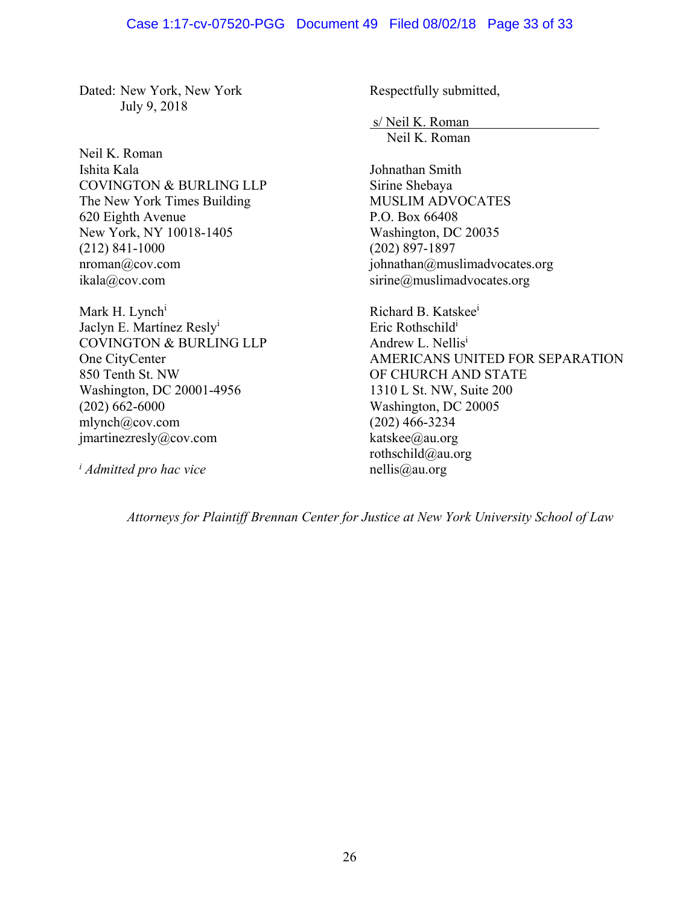Dated: New York, New York
July 9, 2018

Respectfully submitted,

s/ Neil K. Roman
Neil K. Roman

Neil K. Roman
Ishita Kala
COVINGTON & BURLING LLP
The New York Times Building
620 Eighth Avenue
New York, NY 10018-1405
(212) 841-1000
nroman@cov.com
ikala@cov.com

Mark H. Lynch[i]
Jaclyn E. Martínez Resly[i]
COVINGTON & BURLING LLP
One CityCenter
850 Tenth St. NW
Washington, DC 20001-4956
(202) 662-6000
mlynch@cov.com
jmartinezresly@cov.com

[i] *Admitted pro hac vice*

Johnathan Smith
Sirine Shebaya
MUSLIM ADVOCATES
P.O. Box 66408
Washington, DC 20035
(202) 897-1897
johnathan@muslimadvocates.org
sirine@muslimadvocates.org

Richard B. Katskee[i]
Eric Rothschild[i]
Andrew L. Nellis[i]
AMERICANS UNITED FOR SEPARATION OF CHURCH AND STATE
1310 L St. NW, Suite 200
Washington, DC 20005
(202) 466-3234
katskee@au.org
rothschild@au.org
nellis@au.org

*Attorneys for Plaintiff Brennan Center for Justice at New York University School of Law*